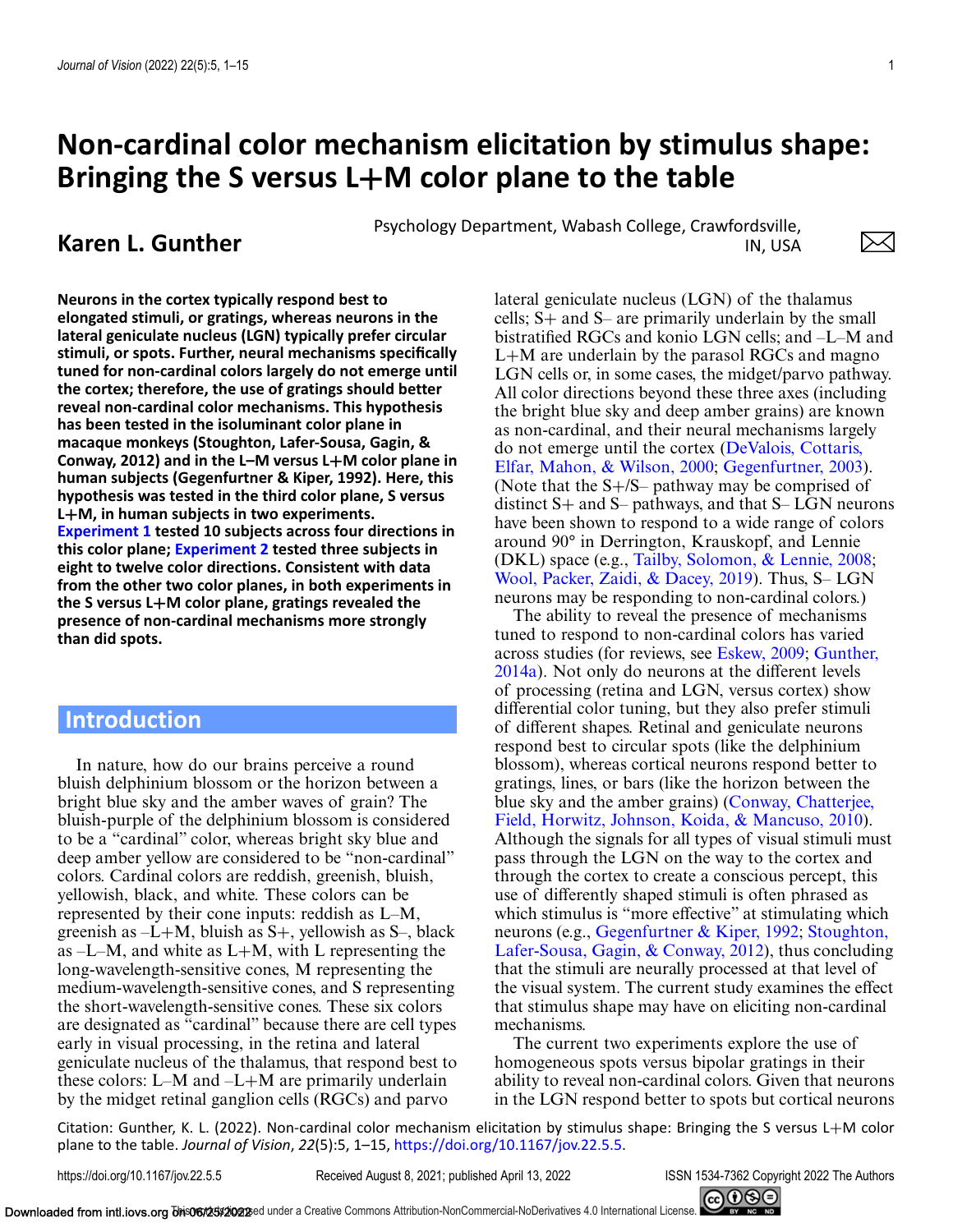# Non-cardinal color mechanism elicitation by stimulus shape: Bringing the S versus L+M color plane to the table

## Karen L. Gunther

Psychology Department, Wabash College, Crawfordsville, IN, USA

**Neurons in the cortex typically respond best to elongated stimuli, or gratings, whereas neurons in the lateral geniculate nucleus (LGN) typically prefer circular stimuli, or spots. Further, neural mechanisms specifically tuned for non-cardinal colors largely do not emerge until the cortex; therefore, the use of gratings should better reveal non-cardinal color mechanisms. This hypothesis has been tested in the isoluminant color plane in macaque monkeys (Stoughton, Lafer-Sousa, Gagin, & Conway, 2012) and in the L–M versus L+M color plane in human subjects (Gegenfurtner & Kiper, 1992). Here, this hypothesis was tested in the third color plane, S versus L+M, in human subjects in two experiments. Experiment 1 tested 10 subjects across four directions in this color plane; Experiment 2 tested three subjects in eight to twelve color directions. Consistent with data from the other two color planes, in both experiments in the S versus L+M color plane, gratings revealed the presence of non-cardinal mechanisms more strongly than did spots.**

## Introduction

In nature, how do our brains perceive a round bluish delphinium blossom or the horizon between a bright blue sky and the amber waves of grain? The bluish-purple of the delphinium blossom is considered to be a "cardinal" color, whereas bright sky blue and deep amber yellow are considered to be "non-cardinal" colors. Cardinal colors are reddish, greenish, bluish, yellowish, black, and white. These colors can be represented by their cone inputs: reddish as L–M, greenish as –L+M, bluish as S+, yellowish as S–, black as –L–M, and white as L+M, with L representing the long-wavelength-sensitive cones, M representing the medium-wavelength-sensitive cones, and S representing the short-wavelength-sensitive cones. These six colors are designated as "cardinal" because there are cell types early in visual processing, in the retina and lateral geniculate nucleus of the thalamus, that respond best to these colors: L–M and –L+M are primarily underlain by the midget retinal ganglion cells (RGCs) and parvo lateral geniculate nucleus (LGN) of the thalamus cells; S+ and S– are primarily underlain by the small bistratified RGCs and konio LGN cells; and –L–M and L+M are underlain by the parasol RGCs and magno LGN cells or, in some cases, the midget/parvo pathway. All color directions beyond these three axes (including the bright blue sky and deep amber grains) are known as non-cardinal, and their neural mechanisms largely do not emerge until the cortex (DeValois, Cottaris, Elfar, Mahon, & Wilson, 2000; Gegenfurtner, 2003). (Note that the S+/S– pathway may be comprised of distinct S+ and S– pathways, and that S– LGN neurons have been shown to respond to a wide range of colors around 90° in Derrington, Krauskopf, and Lennie (DKL) space (e.g., Tailby, Solomon, & Lennie, 2008; Wool, Packer, Zaidi, & Dacey, 2019). Thus, S– LGN neurons may be responding to non-cardinal colors.)

The ability to reveal the presence of mechanisms tuned to respond to non-cardinal colors has varied across studies (for reviews, see Eskew, 2009; Gunther, 2014a). Not only do neurons at the different levels of processing (retina and LGN, versus cortex) show differential color tuning, but they also prefer stimuli of different shapes. Retinal and geniculate neurons respond best to circular spots (like the delphinium blossom), whereas cortical neurons respond better to gratings, lines, or bars (like the horizon between the blue sky and the amber grains) (Conway, Chatterjee, Field, Horwitz, Johnson, Koida, & Mancuso, 2010). Although the signals for all types of visual stimuli must pass through the LGN on the way to the cortex and through the cortex to create a conscious percept, this use of differently shaped stimuli is often phrased as which stimulus is "more effective" at stimulating which neurons (e.g., Gegenfurtner & Kiper, 1992; Stoughton, Lafer-Sousa, Gagin, & Conway, 2012), thus concluding that the stimuli are neurally processed at that level of the visual system. The current study examines the effect that stimulus shape may have on eliciting non-cardinal mechanisms.

The current two experiments explore the use of homogeneous spots versus bipolar gratings in their ability to reveal non-cardinal colors. Given that neurons in the LGN respond better to spots but cortical neurons

Citation: Gunther, K. L. (2022). Non-cardinal color mechanism elicitation by stimulus shape: Bringing the S versus L+M color plane to the table. *Journal of Vision*, *22*(5):5, 1–15, https://doi.org/10.1167/jov.22.5.5.

https://doi.org/10.1167/jov.22.5.5 Received August 8, 2021; published April 13, 2022 ISSN 1534-7362 Copyright 2022 The Authors

This work is licensed under a Creative Commons Attribution-NonCommercial-NoDerivatives 4.0 International License.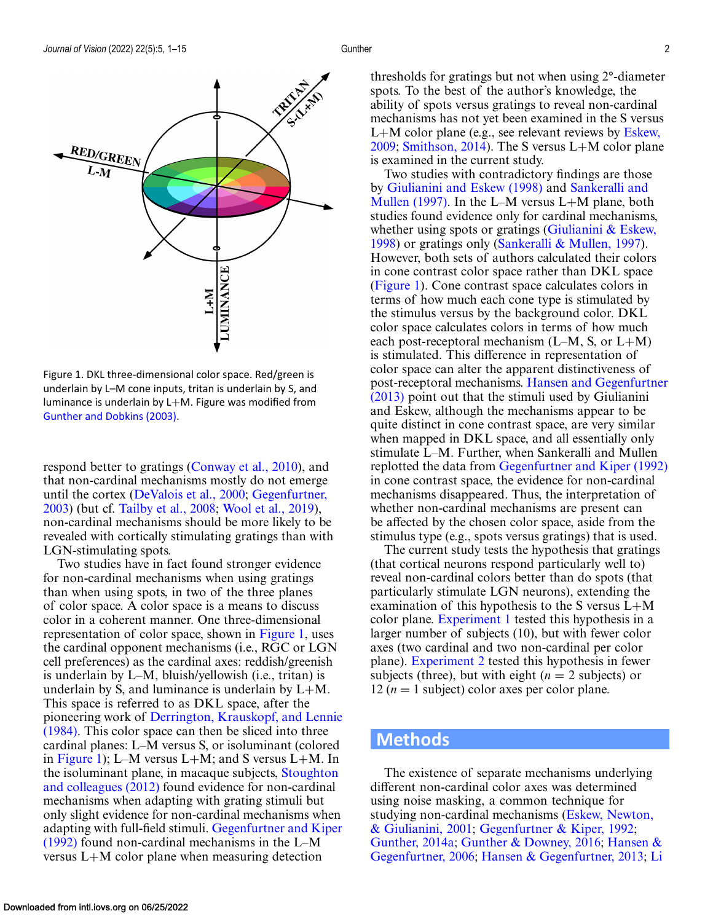Figure 1. DKL three-dimensional color space. Red/green is underlain by L–M cone inputs, tritan is underlain by S, and luminance is underlain by L+M. Figure was modified from Gunther and Dobkins (2003).

respond better to gratings (Conway et al., 2010), and that non-cardinal mechanisms mostly do not emerge until the cortex (DeValois et al., 2000; Gegenfurtner, 2003) (but cf. Tailby et al., 2008; Wool et al., 2019), non-cardinal mechanisms should be more likely to be revealed with cortically stimulating gratings than with LGN-stimulating spots.

Two studies have in fact found stronger evidence for non-cardinal mechanisms when using gratings than when using spots, in two of the three planes of color space. A color space is a means to discuss color in a coherent manner. One three-dimensional representation of color space, shown in Figure 1, uses the cardinal opponent mechanisms (i.e., RGC or LGN cell preferences) as the cardinal axes: reddish/greenish is underlain by L–M, bluish/yellowish (i.e., tritan) is underlain by S, and luminance is underlain by L+M. This space is referred to as DKL space, after the pioneering work of Derrington, Krauskopf, and Lennie (1984). This color space can then be sliced into three cardinal planes: L–M versus S, or isoluminant (colored in Figure 1); L–M versus L+M; and S versus L+M. In the isoluminant plane, in macaque subjects, Stoughton and colleagues (2012) found evidence for non-cardinal mechanisms when adapting with grating stimuli but only slight evidence for non-cardinal mechanisms when adapting with full-field stimuli. Gegenfurtner and Kiper (1992) found non-cardinal mechanisms in the L–M versus L+M color plane when measuring detection thresholds for gratings but not when using 2°-diameter spots. To the best of the author's knowledge, the ability of spots versus gratings to reveal non-cardinal mechanisms has not yet been examined in the S versus L+M color plane (e.g., see relevant reviews by Eskew, 2009; Smithson, 2014). The S versus L+M color plane is examined in the current study.

Two studies with contradictory findings are those by Giulianini and Eskew (1998) and Sankeralli and Mullen (1997). In the L–M versus L+M plane, both studies found evidence only for cardinal mechanisms, whether using spots or gratings (Giulianini & Eskew, 1998) or gratings only (Sankeralli & Mullen, 1997). However, both sets of authors calculated their colors in cone contrast color space rather than DKL space (Figure 1). Cone contrast space calculates colors in terms of how much each cone type is stimulated by the stimulus versus by the background color. DKL color space calculates colors in terms of how much each post-receptoral mechanism (L–M, S, or L+M) is stimulated. This difference in representation of color space can alter the apparent distinctiveness of post-receptoral mechanisms. Hansen and Gegenfurtner (2013) point out that the stimuli used by Giulianini and Eskew, although the mechanisms appear to be quite distinct in cone contrast space, are very similar when mapped in DKL space, and all essentially only stimulate L–M. Further, when Sankeralli and Mullen replotted the data from Gegenfurtner and Kiper (1992) in cone contrast space, the evidence for non-cardinal mechanisms disappeared. Thus, the interpretation of whether non-cardinal mechanisms are present can be affected by the chosen color space, aside from the stimulus type (e.g., spots versus gratings) that is used.

The current study tests the hypothesis that gratings (that cortical neurons respond particularly well to) reveal non-cardinal colors better than do spots (that particularly stimulate LGN neurons), extending the examination of this hypothesis to the S versus L+M color plane. Experiment 1 tested this hypothesis in a larger number of subjects (10), but with fewer color axes (two cardinal and two non-cardinal per color plane). Experiment 2 tested this hypothesis in fewer subjects (three), but with eight ($n = 2$ subjects) or 12 ($n = 1$ subject) color axes per color plane.

## Methods

The existence of separate mechanisms underlying different non-cardinal color axes was determined using noise masking, a common technique for studying non-cardinal mechanisms (Eskew, Newton, & Giulianini, 2001; Gegenfurtner & Kiper, 1992; Gunther, 2014a; Gunther & Downey, 2016; Hansen & Gegenfurtner, 2006; Hansen & Gegenfurtner, 2013; Li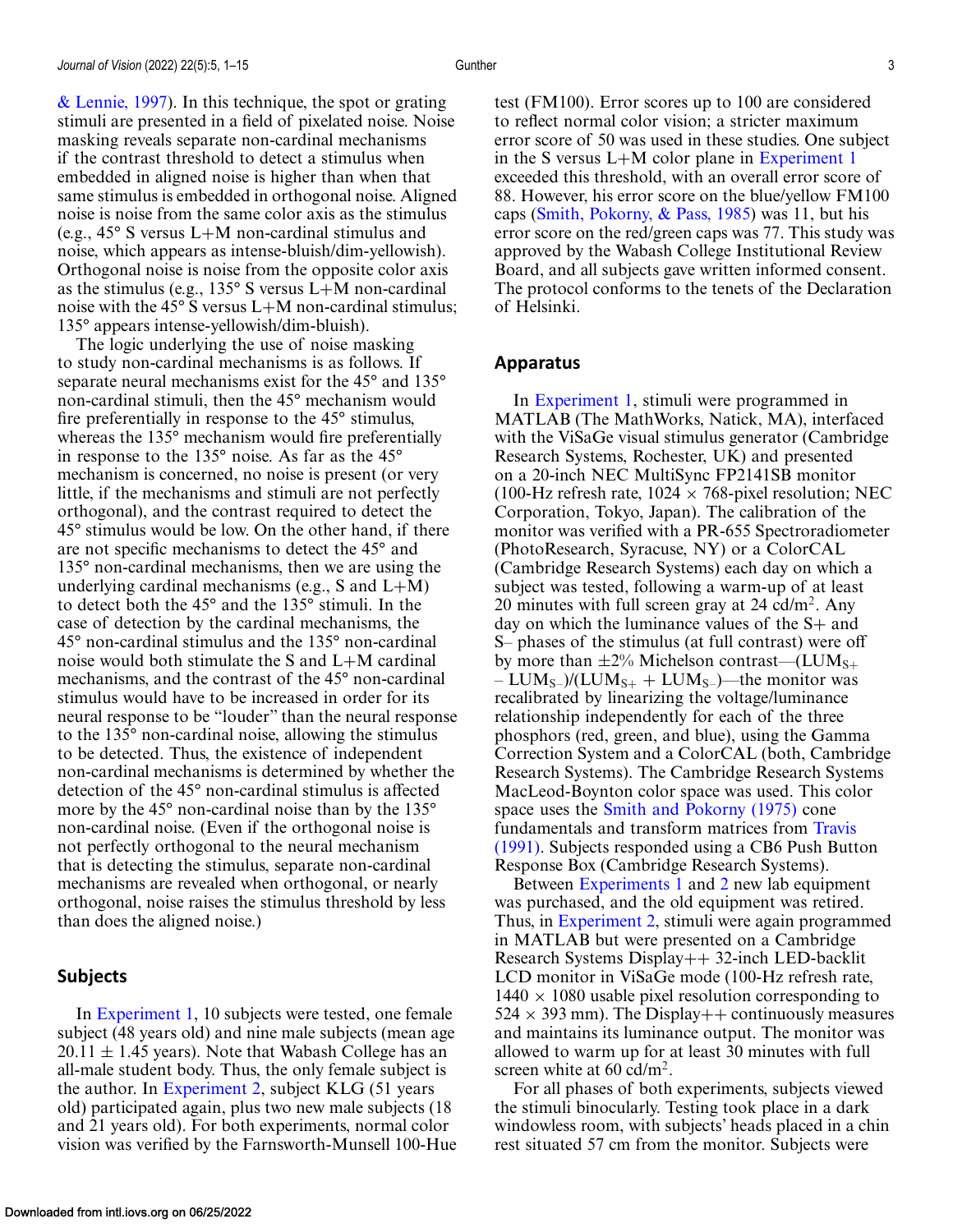& Lennie, 1997). In this technique, the spot or grating stimuli are presented in a field of pixelated noise. Noise masking reveals separate non-cardinal mechanisms if the contrast threshold to detect a stimulus when embedded in aligned noise is higher than when that same stimulus is embedded in orthogonal noise. Aligned noise is noise from the same color axis as the stimulus (e.g., 45° S versus L+M non-cardinal stimulus and noise, which appears as intense-bluish/dim-yellowish). Orthogonal noise is noise from the opposite color axis as the stimulus (e.g., 135° S versus L+M non-cardinal noise with the 45° S versus L+M non-cardinal stimulus; 135° appears intense-yellowish/dim-bluish).

The logic underlying the use of noise masking to study non-cardinal mechanisms is as follows. If separate neural mechanisms exist for the 45° and 135° non-cardinal stimuli, then the 45° mechanism would fire preferentially in response to the 45° stimulus, whereas the 135° mechanism would fire preferentially in response to the 135° noise. As far as the 45° mechanism is concerned, no noise is present (or very little, if the mechanisms and stimuli are not perfectly orthogonal), and the contrast required to detect the 45° stimulus would be low. On the other hand, if there are not specific mechanisms to detect the 45° and 135° non-cardinal mechanisms, then we are using the underlying cardinal mechanisms (e.g., S and L+M) to detect both the 45° and the 135° stimuli. In the case of detection by the cardinal mechanisms, the 45° non-cardinal stimulus and the 135° non-cardinal noise would both stimulate the S and L+M cardinal mechanisms, and the contrast of the 45° non-cardinal stimulus would have to be increased in order for its neural response to be "louder" than the neural response to the 135° non-cardinal noise, allowing the stimulus to be detected. Thus, the existence of independent non-cardinal mechanisms is determined by whether the detection of the 45° non-cardinal stimulus is affected more by the 45° non-cardinal noise than by the 135° non-cardinal noise. (Even if the orthogonal noise is not perfectly orthogonal to the neural mechanism that is detecting the stimulus, separate non-cardinal mechanisms are revealed when orthogonal, or nearly orthogonal, noise raises the stimulus threshold by less than does the aligned noise.)

## Subjects

In Experiment 1, 10 subjects were tested, one female subject (48 years old) and nine male subjects (mean age 20.11 ± 1.45 years). Note that Wabash College has an all-male student body. Thus, the only female subject is the author. In Experiment 2, subject KLG (51 years old) participated again, plus two new male subjects (18 and 21 years old). For both experiments, normal color vision was verified by the Farnsworth-Munsell 100-Hue test (FM100). Error scores up to 100 are considered to reflect normal color vision; a stricter maximum error score of 50 was used in these studies. One subject in the S versus L+M color plane in Experiment 1 exceeded this threshold, with an overall error score of 88. However, his error score on the blue/yellow FM100 caps (Smith, Pokorny, & Pass, 1985) was 11, but his error score on the red/green caps was 77. This study was approved by the Wabash College Institutional Review Board, and all subjects gave written informed consent. The protocol conforms to the tenets of the Declaration of Helsinki.

## Apparatus

In Experiment 1, stimuli were programmed in MATLAB (The MathWorks, Natick, MA), interfaced with the ViSaGe visual stimulus generator (Cambridge Research Systems, Rochester, UK) and presented on a 20-inch NEC MultiSync FP2141SB monitor (100-Hz refresh rate, 1024 × 768-pixel resolution; NEC Corporation, Tokyo, Japan). The calibration of the monitor was verified with a PR-655 Spectroradiometer (PhotoResearch, Syracuse, NY) or a ColorCAL (Cambridge Research Systems) each day on which a subject was tested, following a warm-up of at least 20 minutes with full screen gray at 24 cd/m$^2$. Any day on which the luminance values of the S+ and S– phases of the stimulus (at full contrast) were off by more than ±2% Michelson contrast—$(LUM_{S+} - LUM_{S-})/(LUM_{S+} + LUM_{S-})$—the monitor was recalibrated by linearizing the voltage/luminance relationship independently for each of the three phosphors (red, green, and blue), using the Gamma Correction System and a ColorCAL (both, Cambridge Research Systems). The Cambridge Research Systems MacLeod-Boynton color space was used. This color space uses the Smith and Pokorny (1975) cone fundamentals and transform matrices from Travis (1991). Subjects responded using a CB6 Push Button Response Box (Cambridge Research Systems).

Between Experiments 1 and 2 new lab equipment was purchased, and the old equipment was retired. Thus, in Experiment 2, stimuli were again programmed in MATLAB but were presented on a Cambridge Research Systems Display++ 32-inch LED-backlit LCD monitor in ViSaGe mode (100-Hz refresh rate, 1440 × 1080 usable pixel resolution corresponding to 524 × 393 mm). The Display++ continuously measures and maintains its luminance output. The monitor was allowed to warm up for at least 30 minutes with full screen white at 60 cd/m$^2$.

For all phases of both experiments, subjects viewed the stimuli binocularly. Testing took place in a dark windowless room, with subjects' heads placed in a chin rest situated 57 cm from the monitor. Subjects were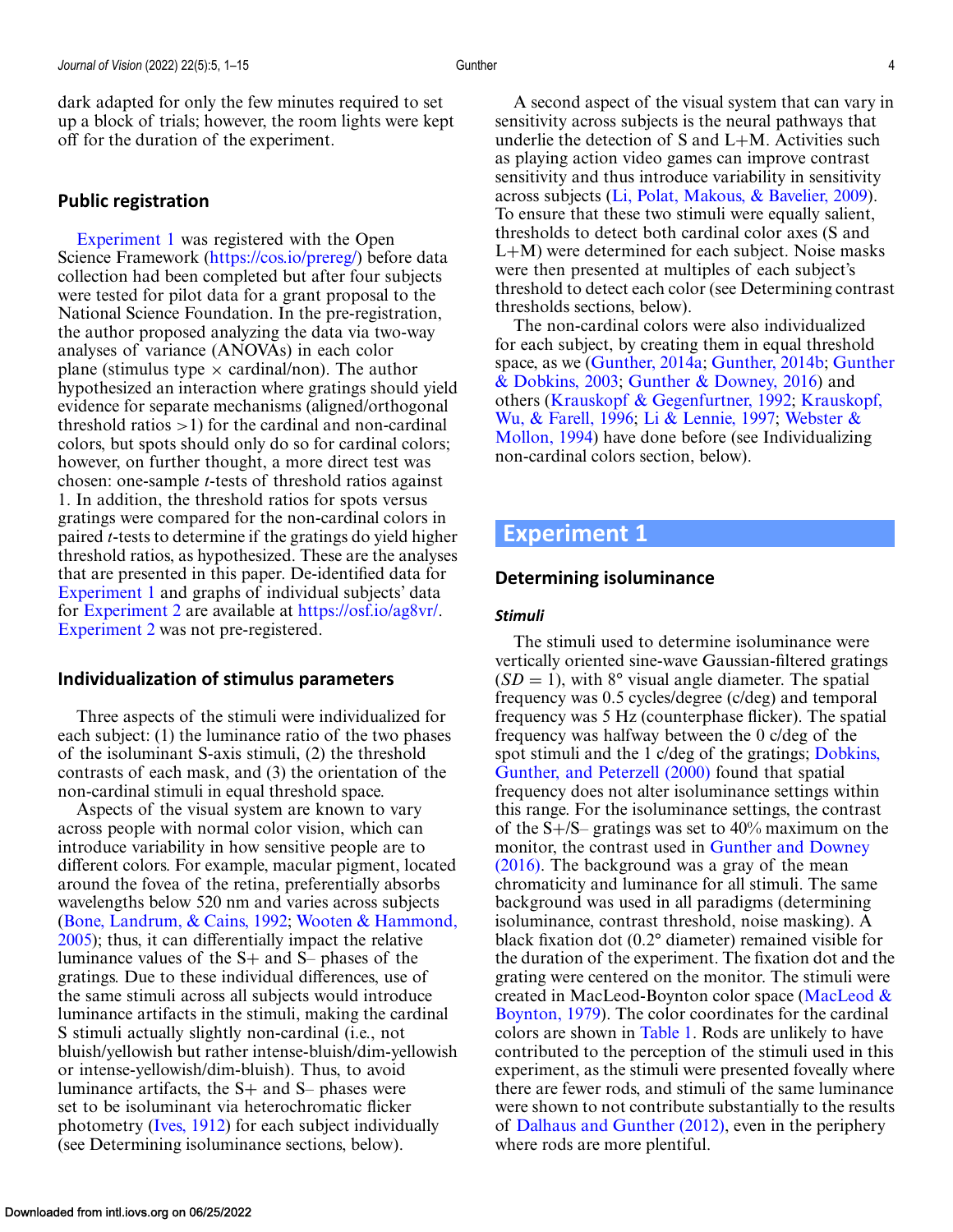dark adapted for only the few minutes required to set up a block of trials; however, the room lights were kept off for the duration of the experiment.

### Public registration

Experiment 1 was registered with the Open Science Framework (https://cos.io/prereg/) before data collection had been completed but after four subjects were tested for pilot data for a grant proposal to the National Science Foundation. In the pre-registration, the author proposed analyzing the data via two-way analyses of variance (ANOVAs) in each color plane (stimulus type × cardinal/non). The author hypothesized an interaction where gratings should yield evidence for separate mechanisms (aligned/orthogonal threshold ratios >1) for the cardinal and non-cardinal colors, but spots should only do so for cardinal colors; however, on further thought, a more direct test was chosen: one-sample *t*-tests of threshold ratios against 1. In addition, the threshold ratios for spots versus gratings were compared for the non-cardinal colors in paired *t*-tests to determine if the gratings do yield higher threshold ratios, as hypothesized. These are the analyses that are presented in this paper. De-identified data for Experiment 1 and graphs of individual subjects' data for Experiment 2 are available at https://osf.io/ag8vr/. Experiment 2 was not pre-registered.

### Individualization of stimulus parameters

Three aspects of the stimuli were individualized for each subject: (1) the luminance ratio of the two phases of the isoluminant S-axis stimuli, (2) the threshold contrasts of each mask, and (3) the orientation of the non-cardinal stimuli in equal threshold space.

Aspects of the visual system are known to vary across people with normal color vision, which can introduce variability in how sensitive people are to different colors. For example, macular pigment, located around the fovea of the retina, preferentially absorbs wavelengths below 520 nm and varies across subjects (Bone, Landrum, & Cains, 1992; Wooten & Hammond, 2005); thus, it can differentially impact the relative luminance values of the S+ and S– phases of the gratings. Due to these individual differences, use of the same stimuli across all subjects would introduce luminance artifacts in the stimuli, making the cardinal S stimuli actually slightly non-cardinal (i.e., not bluish/yellowish but rather intense-bluish/dim-yellowish or intense-yellowish/dim-bluish). Thus, to avoid luminance artifacts, the S+ and S– phases were set to be isoluminant via heterochromatic flicker photometry (Ives, 1912) for each subject individually (see Determining isoluminance sections, below).

A second aspect of the visual system that can vary in sensitivity across subjects is the neural pathways that underlie the detection of S and L+M. Activities such as playing action video games can improve contrast sensitivity and thus introduce variability in sensitivity across subjects (Li, Polat, Makous, & Bavelier, 2009). To ensure that these two stimuli were equally salient, thresholds to detect both cardinal color axes (S and L+M) were determined for each subject. Noise masks were then presented at multiples of each subject's threshold to detect each color (see Determining contrast thresholds sections, below).

The non-cardinal colors were also individualized for each subject, by creating them in equal threshold space, as we (Gunther, 2014a; Gunther, 2014b; Gunther & Dobkins, 2003; Gunther & Downey, 2016) and others (Krauskopf & Gegenfurtner, 1992; Krauskopf, Wu, & Farell, 1996; Li & Lennie, 1997; Webster & Mollon, 1994) have done before (see Individualizing non-cardinal colors section, below).

## Experiment 1

### Determining isoluminance

#### *Stimuli*

The stimuli used to determine isoluminance were vertically oriented sine-wave Gaussian-filtered gratings ($SD = 1$), with 8° visual angle diameter. The spatial frequency was 0.5 cycles/degree (c/deg) and temporal frequency was 5 Hz (counterphase flicker). The spatial frequency was halfway between the 0 c/deg of the spot stimuli and the 1 c/deg of the gratings; Dobkins, Gunther, and Peterzell (2000) found that spatial frequency does not alter isoluminance settings within this range. For the isoluminance settings, the contrast of the S+/S– gratings was set to 40% maximum on the monitor, the contrast used in Gunther and Downey (2016). The background was a gray of the mean chromaticity and luminance for all stimuli. The same background was used in all paradigms (determining isoluminance, contrast threshold, noise masking). A black fixation dot (0.2° diameter) remained visible for the duration of the experiment. The fixation dot and the grating were centered on the monitor. The stimuli were created in MacLeod-Boynton color space (MacLeod & Boynton, 1979). The color coordinates for the cardinal colors are shown in Table 1. Rods are unlikely to have contributed to the perception of the stimuli used in this experiment, as the stimuli were presented foveally where there are fewer rods, and stimuli of the same luminance were shown to not contribute substantially to the results of Dalhaus and Gunther (2012), even in the periphery where rods are more plentiful.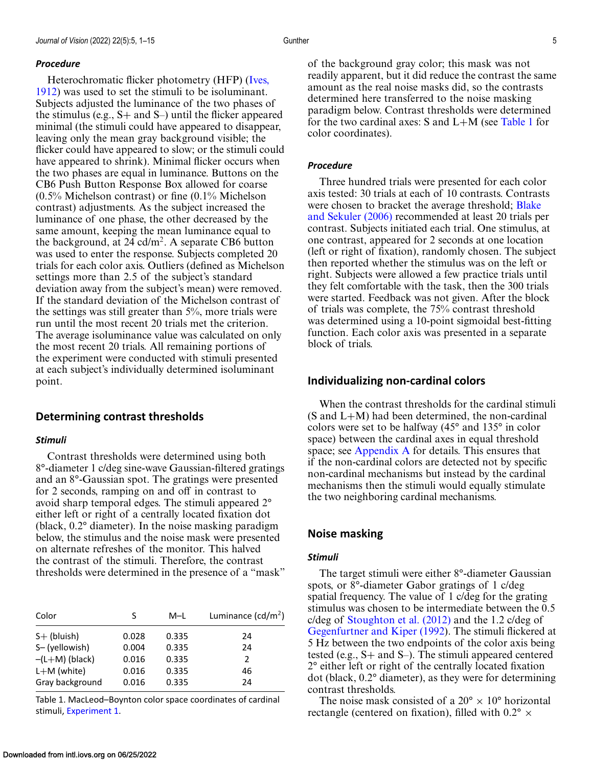### Procedure

Heterochromatic flicker photometry (HFP) (Ives, 1912) was used to set the stimuli to be isoluminant. Subjects adjusted the luminance of the two phases of the stimulus (e.g., S+ and S–) until the flicker appeared minimal (the stimuli could have appeared to disappear, leaving only the mean gray background visible; the flicker could have appeared to slow; or the stimuli could have appeared to shrink). Minimal flicker occurs when the two phases are equal in luminance. Buttons on the CB6 Push Button Response Box allowed for coarse (0.5% Michelson contrast) or fine (0.1% Michelson contrast) adjustments. As the subject increased the luminance of one phase, the other decreased by the same amount, keeping the mean luminance equal to the background, at 24 cd/m$^2$. A separate CB6 button was used to enter the response. Subjects completed 20 trials for each color axis. Outliers (defined as Michelson settings more than 2.5 of the subject's standard deviation away from the subject's mean) were removed. If the standard deviation of the Michelson contrast of the settings was still greater than 5%, more trials were run until the most recent 20 trials met the criterion. The average isoluminance value was calculated on only the most recent 20 trials. All remaining portions of the experiment were conducted with stimuli presented at each subject's individually determined isoluminant point.

## Determining contrast thresholds

### Stimuli

Contrast thresholds were determined using both 8°-diameter 1 c/deg sine-wave Gaussian-filtered gratings and an 8°-Gaussian spot. The gratings were presented for 2 seconds, ramping on and off in contrast to avoid sharp temporal edges. The stimuli appeared 2° either left or right of a centrally located fixation dot (black, 0.2° diameter). In the noise masking paradigm below, the stimulus and the noise mask were presented on alternate refreshes of the monitor. This halved the contrast of the stimuli. Therefore, the contrast thresholds were determined in the presence of a "mask" of the background gray color; this mask was not readily apparent, but it did reduce the contrast the same amount as the real noise masks did, so the contrasts determined here transferred to the noise masking paradigm below. Contrast thresholds were determined for the two cardinal axes: S and L+M (see Table 1 for color coordinates).

| Color | S | M–L | Luminance (cd/m$^2$) |
|---|---|---|---|
| S+ (bluish) | 0.028 | 0.335 | 24 |
| S– (yellowish) | 0.004 | 0.335 | 24 |
| –(L+M) (black) | 0.016 | 0.335 | 2 |
| L+M (white) | 0.016 | 0.335 | 46 |
| Gray background | 0.016 | 0.335 | 24 |

Table 1. MacLeod–Boynton color space coordinates of cardinal stimuli, Experiment 1.

### Procedure

Three hundred trials were presented for each color axis tested: 30 trials at each of 10 contrasts. Contrasts were chosen to bracket the average threshold; Blake and Sekuler (2006) recommended at least 20 trials per contrast. Subjects initiated each trial. One stimulus, at one contrast, appeared for 2 seconds at one location (left or right of fixation), randomly chosen. The subject then reported whether the stimulus was on the left or right. Subjects were allowed a few practice trials until they felt comfortable with the task, then the 300 trials were started. Feedback was not given. After the block of trials was complete, the 75% contrast threshold was determined using a 10-point sigmoidal best-fitting function. Each color axis was presented in a separate block of trials.

## Individualizing non-cardinal colors

When the contrast thresholds for the cardinal stimuli (S and L+M) had been determined, the non-cardinal colors were set to be halfway (45° and 135° in color space) between the cardinal axes in equal threshold space; see Appendix A for details. This ensures that if the non-cardinal colors are detected not by specific non-cardinal mechanisms but instead by the cardinal mechanisms then the stimuli would equally stimulate the two neighboring cardinal mechanisms.

## Noise masking

### Stimuli

The target stimuli were either 8°-diameter Gaussian spots, or 8°-diameter Gabor gratings of 1 c/deg spatial frequency. The value of 1 c/deg for the grating stimulus was chosen to be intermediate between the 0.5 c/deg of Stoughton et al. (2012) and the 1.2 c/deg of Gegenfurtner and Kiper (1992). The stimuli flickered at 5 Hz between the two endpoints of the color axis being tested (e.g., S+ and S–). The stimuli appeared centered 2° either left or right of the centrally located fixation dot (black, 0.2° diameter), as they were for determining contrast thresholds.

The noise mask consisted of a 20° × 10° horizontal rectangle (centered on fixation), filled with 0.2° ×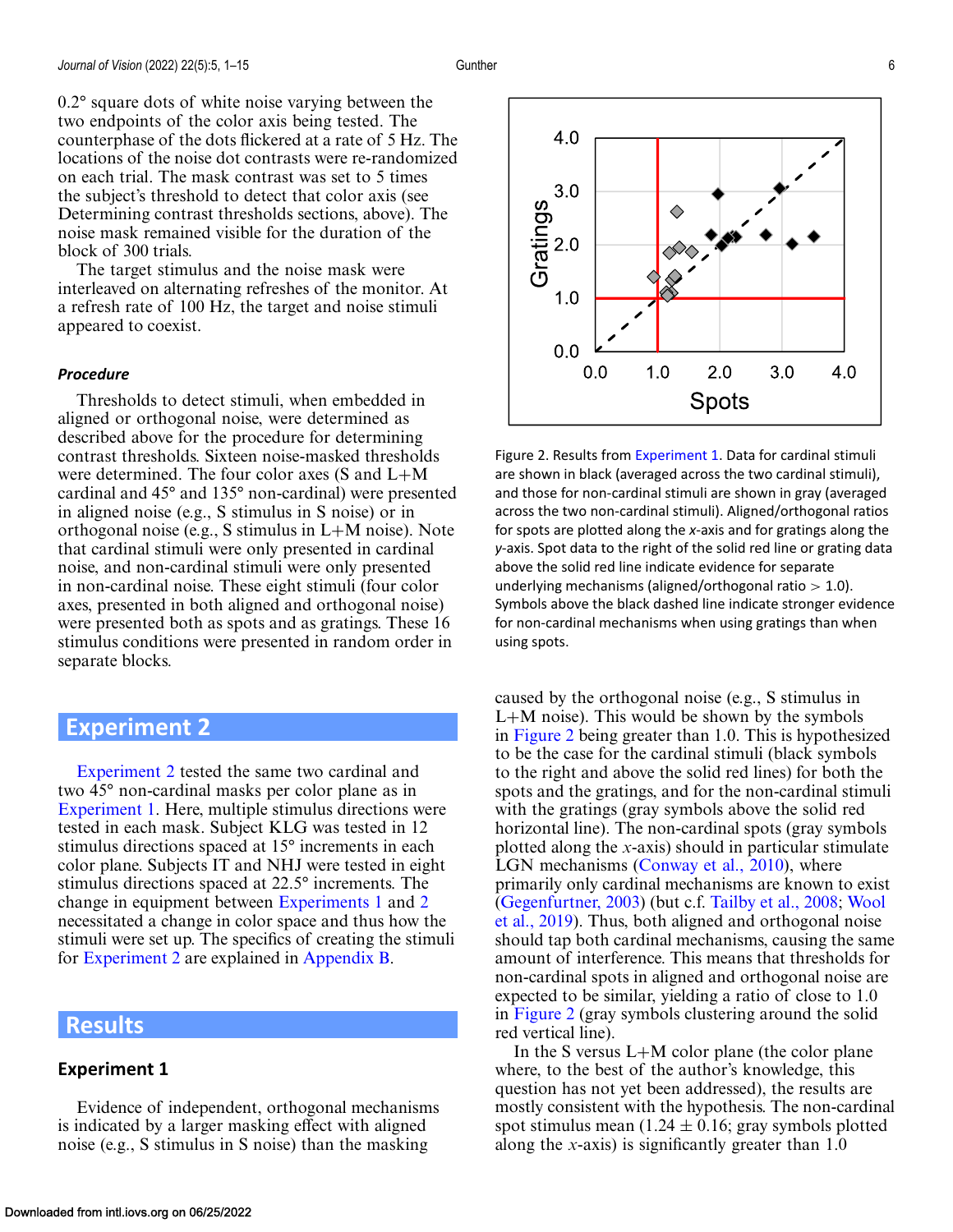0.2° square dots of white noise varying between the two endpoints of the color axis being tested. The counterphase of the dots flickered at a rate of 5 Hz. The locations of the noise dot contrasts were re-randomized on each trial. The mask contrast was set to 5 times the subject's threshold to detect that color axis (see Determining contrast thresholds sections, above). The noise mask remained visible for the duration of the block of 300 trials.

The target stimulus and the noise mask were interleaved on alternating refreshes of the monitor. At a refresh rate of 100 Hz, the target and noise stimuli appeared to coexist.

#### *Procedure*

Thresholds to detect stimuli, when embedded in aligned or orthogonal noise, were determined as described above for the procedure for determining contrast thresholds. Sixteen noise-masked thresholds were determined. The four color axes (S and L+M cardinal and 45° and 135° non-cardinal) were presented in aligned noise (e.g., S stimulus in S noise) or in orthogonal noise (e.g., S stimulus in L+M noise). Note that cardinal stimuli were only presented in cardinal noise, and non-cardinal stimuli were only presented in non-cardinal noise. These eight stimuli (four color axes, presented in both aligned and orthogonal noise) were presented both as spots and as gratings. These 16 stimulus conditions were presented in random order in separate blocks.

## Experiment 2

Experiment 2 tested the same two cardinal and two 45° non-cardinal masks per color plane as in Experiment 1. Here, multiple stimulus directions were tested in each mask. Subject KLG was tested in 12 stimulus directions spaced at 15° increments in each color plane. Subjects IT and NHJ were tested in eight stimulus directions spaced at 22.5° increments. The change in equipment between Experiments 1 and 2 necessitated a change in color space and thus how the stimuli were set up. The specifics of creating the stimuli for Experiment 2 are explained in Appendix B.

## Results

### Experiment 1

Evidence of independent, orthogonal mechanisms is indicated by a larger masking effect with aligned noise (e.g., S stimulus in S noise) than the masking caused by the orthogonal noise (e.g., S stimulus in L+M noise). This would be shown by the symbols in Figure 2 being greater than 1.0. This is hypothesized to be the case for the cardinal stimuli (black symbols to the right and above the solid red lines) for both the spots and the gratings, and for the non-cardinal stimuli with the gratings (gray symbols above the solid red horizontal line). The non-cardinal spots (gray symbols plotted along the $x$-axis) should in particular stimulate LGN mechanisms (Conway et al., 2010), where primarily only cardinal mechanisms are known to exist (Gegenfurtner, 2003) (but c.f. Tailby et al., 2008; Wool et al., 2019). Thus, both aligned and orthogonal noise should tap both cardinal mechanisms, causing the same amount of interference. This means that thresholds for non-cardinal spots in aligned and orthogonal noise are expected to be similar, yielding a ratio of close to 1.0 in Figure 2 (gray symbols clustering around the solid red vertical line).

In the S versus L+M color plane (the color plane where, to the best of the author's knowledge, this question has not yet been addressed), the results are mostly consistent with the hypothesis. The non-cardinal spot stimulus mean ($1.24 \pm 0.16$; gray symbols plotted along the $x$-axis) is significantly greater than 1.0

Figure 2. Results from Experiment 1. Data for cardinal stimuli are shown in black (averaged across the two cardinal stimuli), and those for non-cardinal stimuli are shown in gray (averaged across the two non-cardinal stimuli). Aligned/orthogonal ratios for spots are plotted along the $x$-axis and for gratings along the $y$-axis. Spot data to the right of the solid red line or grating data above the solid red line indicate evidence for separate underlying mechanisms (aligned/orthogonal ratio $> 1.0$). Symbols above the black dashed line indicate stronger evidence for non-cardinal mechanisms when using gratings than when using spots.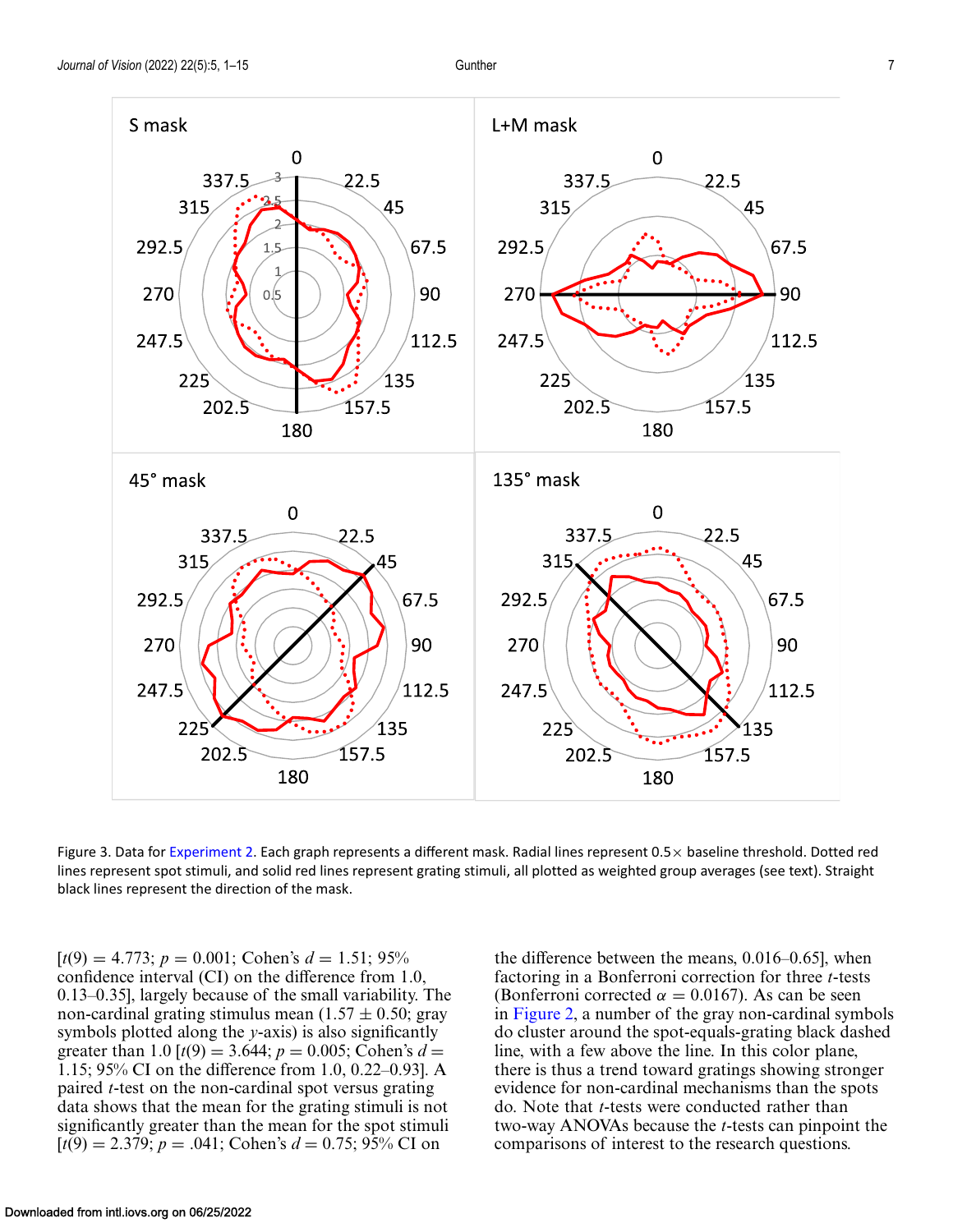Figure 3. Data for Experiment 2. Each graph represents a different mask. Radial lines represent 0.5× baseline threshold. Dotted red lines represent spot stimuli, and solid red lines represent grating stimuli, all plotted as weighted group averages (see text). Straight black lines represent the direction of the mask.

[$t(9) = 4.773$; $p = 0.001$; Cohen's $d = 1.51$; 95% confidence interval (CI) on the difference from 1.0, 0.13–0.35], largely because of the small variability. The non-cardinal grating stimulus mean ($1.57 \pm 0.50$; gray symbols plotted along the $y$-axis) is also significantly greater than 1.0 [$t(9) = 3.644$; $p = 0.005$; Cohen's $d = 1.15$; 95% CI on the difference from 1.0, 0.22–0.93]. A paired $t$-test on the non-cardinal spot versus grating data shows that the mean for the grating stimuli is not significantly greater than the mean for the spot stimuli [$t(9) = 2.379$; $p = .041$; Cohen's $d = 0.75$; 95% CI on the difference between the means, 0.016–0.65], when factoring in a Bonferroni correction for three $t$-tests (Bonferroni corrected $\alpha = 0.0167$). As can be seen in Figure 2, a number of the gray non-cardinal symbols do cluster around the spot-equals-grating black dashed line, with a few above the line. In this color plane, there is thus a trend toward gratings showing stronger evidence for non-cardinal mechanisms than the spots do. Note that $t$-tests were conducted rather than two-way ANOVAs because the $t$-tests can pinpoint the comparisons of interest to the research questions.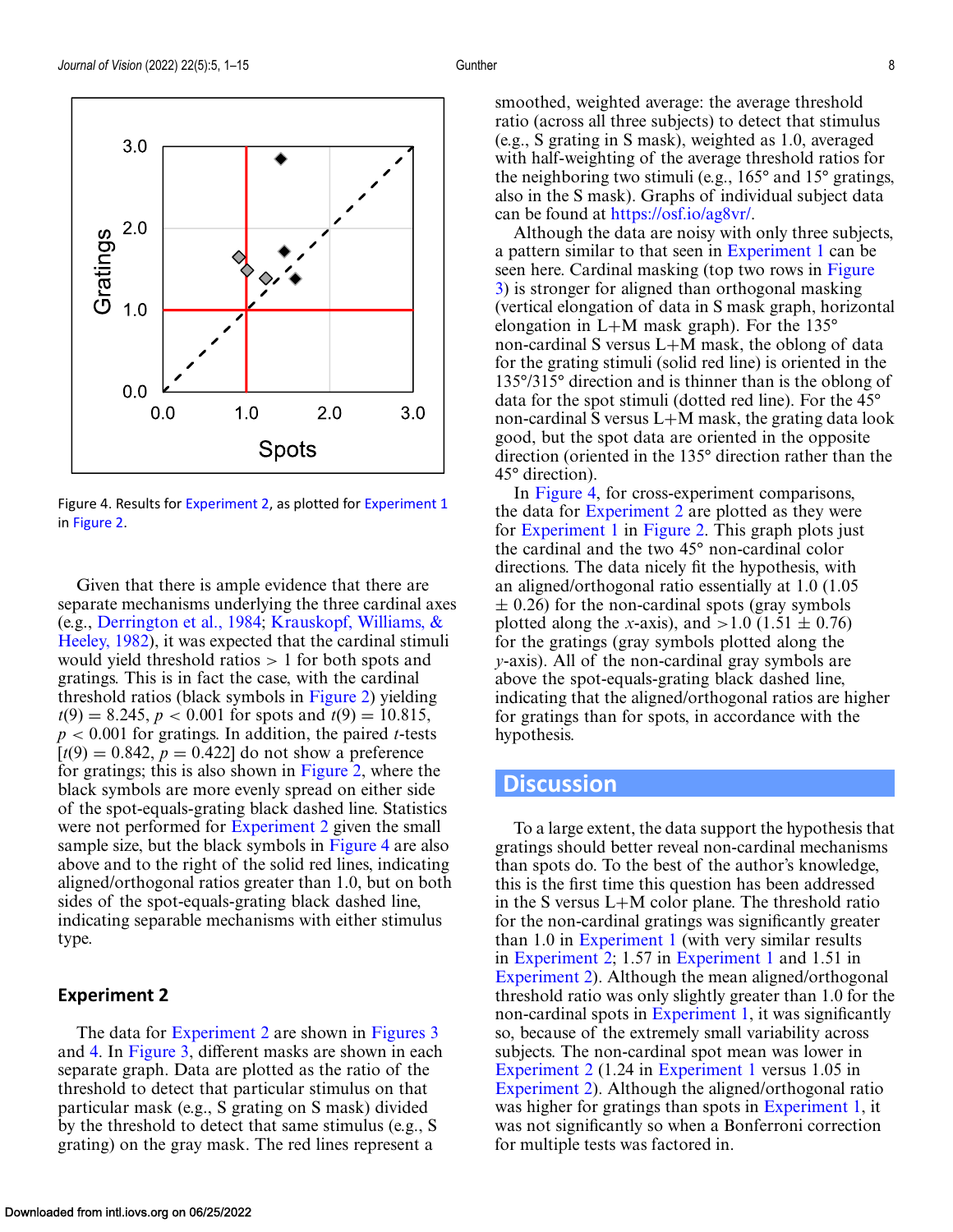Figure 4. Results for Experiment 2, as plotted for Experiment 1 in Figure 2.

Given that there is ample evidence that there are separate mechanisms underlying the three cardinal axes (e.g., Derrington et al., 1984; Krauskopf, Williams, & Heeley, 1982), it was expected that the cardinal stimuli would yield threshold ratios > 1 for both spots and gratings. This is in fact the case, with the cardinal threshold ratios (black symbols in Figure 2) yielding $t(9) = 8.245$, $p < 0.001$ for spots and $t(9) = 10.815$, $p < 0.001$ for gratings. In addition, the paired $t$-tests [$t(9) = 0.842$, $p = 0.422$] do not show a preference for gratings; this is also shown in Figure 2, where the black symbols are more evenly spread on either side of the spot-equals-grating black dashed line. Statistics were not performed for Experiment 2 given the small sample size, but the black symbols in Figure 4 are also above and to the right of the solid red lines, indicating aligned/orthogonal ratios greater than 1.0, but on both sides of the spot-equals-grating black dashed line, indicating separable mechanisms with either stimulus type.

## Experiment 2

The data for Experiment 2 are shown in Figures 3 and 4. In Figure 3, different masks are shown in each separate graph. Data are plotted as the ratio of the threshold to detect that particular stimulus on that particular mask (e.g., S grating on S mask) divided by the threshold to detect that same stimulus (e.g., S grating) on the gray mask. The red lines represent a smoothed, weighted average: the average threshold ratio (across all three subjects) to detect that stimulus (e.g., S grating in S mask), weighted as 1.0, averaged with half-weighting of the average threshold ratios for the neighboring two stimuli (e.g., 165° and 15° gratings, also in the S mask). Graphs of individual subject data can be found at https://osf.io/ag8vr/.

Although the data are noisy with only three subjects, a pattern similar to that seen in Experiment 1 can be seen here. Cardinal masking (top two rows in Figure 3) is stronger for aligned than orthogonal masking (vertical elongation of data in S mask graph, horizontal elongation in L+M mask graph). For the 135° non-cardinal S versus L+M mask, the oblong of data for the grating stimuli (solid red line) is oriented in the 135°/315° direction and is thinner than is the oblong of data for the spot stimuli (dotted red line). For the 45° non-cardinal S versus L+M mask, the grating data look good, but the spot data are oriented in the opposite direction (oriented in the 135° direction rather than the 45° direction).

In Figure 4, for cross-experiment comparisons, the data for Experiment 2 are plotted as they were for Experiment 1 in Figure 2. This graph plots just the cardinal and the two 45° non-cardinal color directions. The data nicely fit the hypothesis, with an aligned/orthogonal ratio essentially at 1.0 (1.05 $\pm$ 0.26) for the non-cardinal spots (gray symbols plotted along the $x$-axis), and >1.0 (1.51 $\pm$ 0.76) for the gratings (gray symbols plotted along the $y$-axis). All of the non-cardinal gray symbols are above the spot-equals-grating black dashed line, indicating that the aligned/orthogonal ratios are higher for gratings than for spots, in accordance with the hypothesis.

## Discussion

To a large extent, the data support the hypothesis that gratings should better reveal non-cardinal mechanisms than spots do. To the best of the author's knowledge, this is the first time this question has been addressed in the S versus L+M color plane. The threshold ratio for the non-cardinal gratings was significantly greater than 1.0 in Experiment 1 (with very similar results in Experiment 2; 1.57 in Experiment 1 and 1.51 in Experiment 2). Although the mean aligned/orthogonal threshold ratio was only slightly greater than 1.0 for the non-cardinal spots in Experiment 1, it was significantly so, because of the extremely small variability across subjects. The non-cardinal spot mean was lower in Experiment 2 (1.24 in Experiment 1 versus 1.05 in Experiment 2). Although the aligned/orthogonal ratio was higher for gratings than spots in Experiment 1, it was not significantly so when a Bonferroni correction for multiple tests was factored in.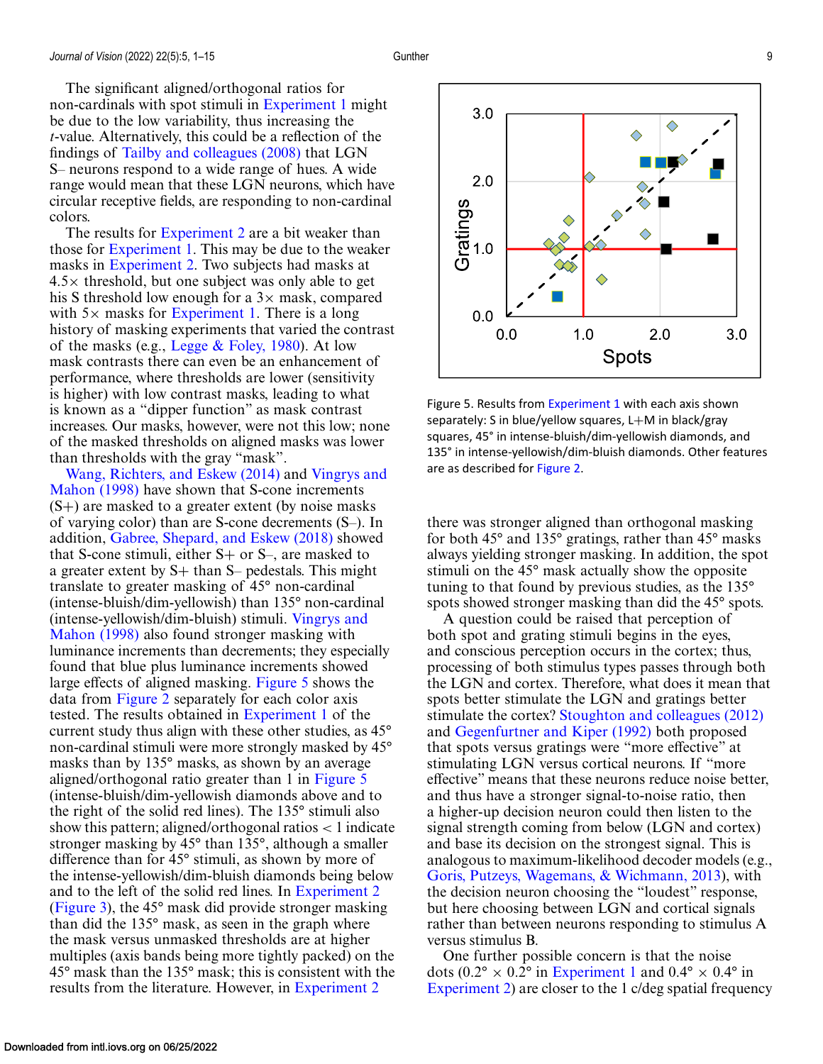The significant aligned/orthogonal ratios for non-cardinals with spot stimuli in Experiment 1 might be due to the low variability, thus increasing the *t*-value. Alternatively, this could be a reflection of the findings of Tailby and colleagues (2008) that LGN S– neurons respond to a wide range of hues. A wide range would mean that these LGN neurons, which have circular receptive fields, are responding to non-cardinal colors.

The results for Experiment 2 are a bit weaker than those for Experiment 1. This may be due to the weaker masks in Experiment 2. Two subjects had masks at 4.5× threshold, but one subject was only able to get his S threshold low enough for a 3× mask, compared with 5× masks for Experiment 1. There is a long history of masking experiments that varied the contrast of the masks (e.g., Legge & Foley, 1980). At low mask contrasts there can even be an enhancement of performance, where thresholds are lower (sensitivity is higher) with low contrast masks, leading to what is known as a "dipper function" as mask contrast increases. Our masks, however, were not this low; none of the masked thresholds on aligned masks was lower than thresholds with the gray "mask".

Wang, Richters, and Eskew (2014) and Vingrys and Mahon (1998) have shown that S-cone increments (S+) are masked to a greater extent (by noise masks of varying color) than are S-cone decrements (S–). In addition, Gabree, Shepard, and Eskew (2018) showed that S-cone stimuli, either S+ or S–, are masked to a greater extent by S+ than S– pedestals. This might translate to greater masking of 45° non-cardinal (intense-bluish/dim-yellowish) than 135° non-cardinal (intense-yellowish/dim-bluish) stimuli. Vingrys and Mahon (1998) also found stronger masking with luminance increments than decrements; they especially found that blue plus luminance increments showed large effects of aligned masking. Figure 5 shows the data from Figure 2 separately for each color axis tested. The results obtained in Experiment 1 of the current study thus align with these other studies, as 45° non-cardinal stimuli were more strongly masked by 45° masks than by 135° masks, as shown by an average aligned/orthogonal ratio greater than 1 in Figure 5 (intense-bluish/dim-yellowish diamonds above and to the right of the solid red lines). The 135° stimuli also show this pattern; aligned/orthogonal ratios < 1 indicate stronger masking by 45° than 135°, although a smaller difference than for 45° stimuli, as shown by more of the intense-yellowish/dim-bluish diamonds being below and to the left of the solid red lines. In Experiment 2 (Figure 3), the 45° mask did provide stronger masking than did the 135° mask, as seen in the graph where the mask versus unmasked thresholds are at higher multiples (axis bands being more tightly packed) on the 45° mask than the 135° mask; this is consistent with the results from the literature. However, in Experiment 2 there was stronger aligned than orthogonal masking for both 45° and 135° gratings, rather than 45° masks always yielding stronger masking. In addition, the spot stimuli on the 45° mask actually show the opposite tuning to that found by previous studies, as the 135° spots showed stronger masking than did the 45° spots.

Figure 5. Results from Experiment 1 with each axis shown separately: S in blue/yellow squares, L+M in black/gray squares, 45° in intense-bluish/dim-yellowish diamonds, and 135° in intense-yellowish/dim-bluish diamonds. Other features are as described for Figure 2.

A question could be raised that perception of both spot and grating stimuli begins in the eyes, and conscious perception occurs in the cortex; thus, processing of both stimulus types passes through both the LGN and cortex. Therefore, what does it mean that spots better stimulate the LGN and gratings better stimulate the cortex? Stoughton and colleagues (2012) and Gegenfurtner and Kiper (1992) both proposed that spots versus gratings were "more effective" at stimulating LGN versus cortical neurons. If "more effective" means that these neurons reduce noise better, and thus have a stronger signal-to-noise ratio, then a higher-up decision neuron could then listen to the signal strength coming from below (LGN and cortex) and base its decision on the strongest signal. This is analogous to maximum-likelihood decoder models (e.g., Goris, Putzeys, Wagemans, & Wichmann, 2013), with the decision neuron choosing the "loudest" response, but here choosing between LGN and cortical signals rather than between neurons responding to stimulus A versus stimulus B.

One further possible concern is that the noise dots (0.2° × 0.2° in Experiment 1 and 0.4° × 0.4° in Experiment 2) are closer to the 1 c/deg spatial frequency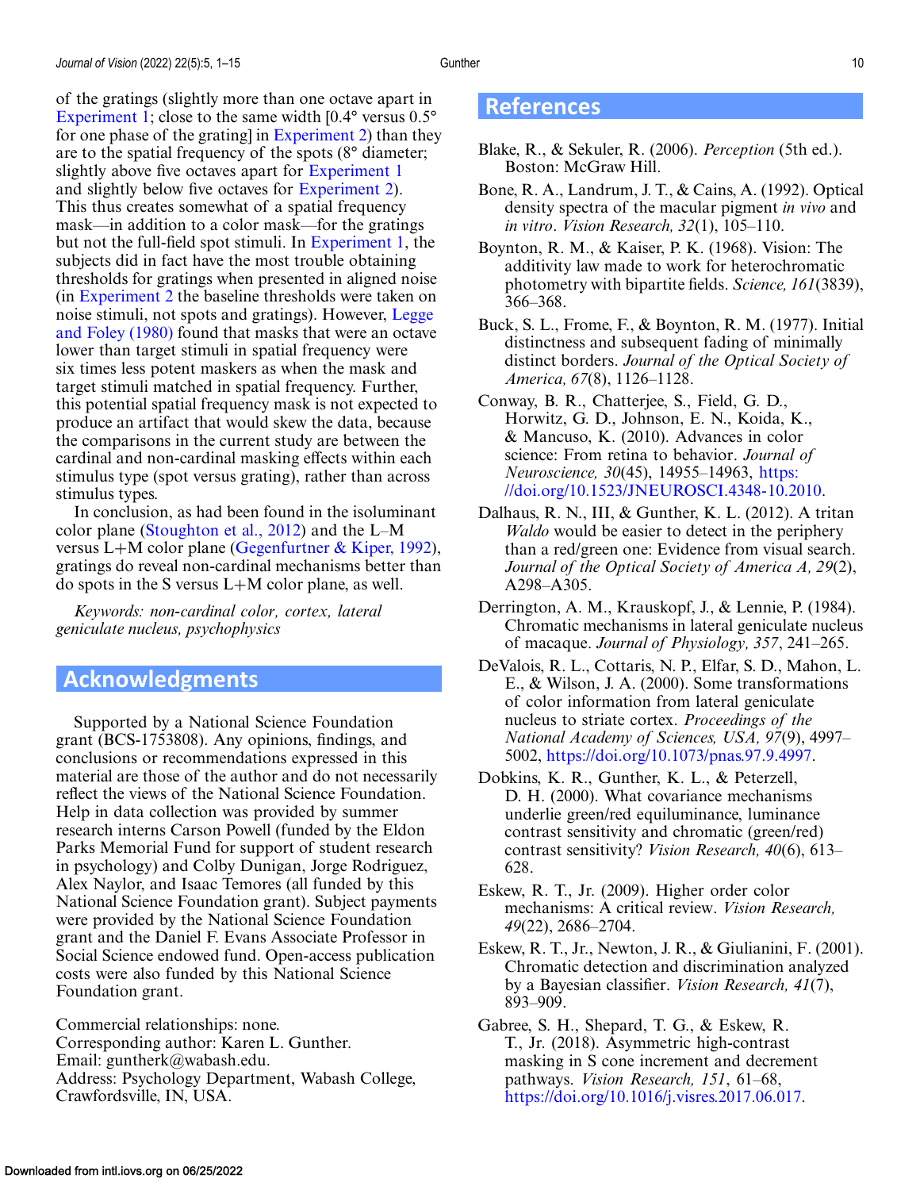of the gratings (slightly more than one octave apart in Experiment 1; close to the same width [0.4° versus 0.5° for one phase of the grating] in Experiment 2) than they are to the spatial frequency of the spots (8° diameter; slightly above five octaves apart for Experiment 1 and slightly below five octaves for Experiment 2). This thus creates somewhat of a spatial frequency mask—in addition to a color mask—for the gratings but not the full-field spot stimuli. In Experiment 1, the subjects did in fact have the most trouble obtaining thresholds for gratings when presented in aligned noise (in Experiment 2 the baseline thresholds were taken on noise stimuli, not spots and gratings). However, Legge and Foley (1980) found that masks that were an octave lower than target stimuli in spatial frequency were six times less potent maskers as when the mask and target stimuli matched in spatial frequency. Further, this potential spatial frequency mask is not expected to produce an artifact that would skew the data, because the comparisons in the current study are between the cardinal and non-cardinal masking effects within each stimulus type (spot versus grating), rather than across stimulus types.

In conclusion, as had been found in the isoluminant color plane (Stoughton et al., 2012) and the L–M versus L+M color plane (Gegenfurtner & Kiper, 1992), gratings do reveal non-cardinal mechanisms better than do spots in the S versus L+M color plane, as well.

*Keywords: non-cardinal color, cortex, lateral geniculate nucleus, psychophysics*

## Acknowledgments

Supported by a National Science Foundation grant (BCS-1753808). Any opinions, findings, and conclusions or recommendations expressed in this material are those of the author and do not necessarily reflect the views of the National Science Foundation. Help in data collection was provided by summer research interns Carson Powell (funded by the Eldon Parks Memorial Fund for support of student research in psychology) and Colby Dunigan, Jorge Rodriguez, Alex Naylor, and Isaac Temores (all funded by this National Science Foundation grant). Subject payments were provided by the National Science Foundation grant and the Daniel F. Evans Associate Professor in Social Science endowed fund. Open-access publication costs were also funded by this National Science Foundation grant.

Commercial relationships: none.
Corresponding author: Karen L. Gunther.
Email: guntherk@wabash.edu.
Address: Psychology Department, Wabash College, Crawfordsville, IN, USA.

## References

Blake, R., & Sekuler, R. (2006). *Perception* (5th ed.). Boston: McGraw Hill.

Bone, R. A., Landrum, J. T., & Cains, A. (1992). Optical density spectra of the macular pigment *in vivo* and *in vitro*. *Vision Research, 32*(1), 105–110.

Boynton, R. M., & Kaiser, P. K. (1968). Vision: The additivity law made to work for heterochromatic photometry with bipartite fields. *Science, 161*(3839), 366–368.

Buck, S. L., Frome, F., & Boynton, R. M. (1977). Initial distinctness and subsequent fading of minimally distinct borders. *Journal of the Optical Society of America, 67*(8), 1126–1128.

Conway, B. R., Chatterjee, S., Field, G. D., Horwitz, G. D., Johnson, E. N., Koida, K., & Mancuso, K. (2010). Advances in color science: From retina to behavior. *Journal of Neuroscience, 30*(45), 14955–14963, https://doi.org/10.1523/JNEUROSCI.4348-10.2010.

Dalhaus, R. N., III, & Gunther, K. L. (2012). A tritan *Waldo* would be easier to detect in the periphery than a red/green one: Evidence from visual search. *Journal of the Optical Society of America A, 29*(2), A298–A305.

Derrington, A. M., Krauskopf, J., & Lennie, P. (1984). Chromatic mechanisms in lateral geniculate nucleus of macaque. *Journal of Physiology, 357*, 241–265.

DeValois, R. L., Cottaris, N. P., Elfar, S. D., Mahon, L. E., & Wilson, J. A. (2000). Some transformations of color information from lateral geniculate nucleus to striate cortex. *Proceedings of the National Academy of Sciences, USA, 97*(9), 4997–5002, https://doi.org/10.1073/pnas.97.9.4997.

Dobkins, K. R., Gunther, K. L., & Peterzell, D. H. (2000). What covariance mechanisms underlie green/red equiluminance, luminance contrast sensitivity and chromatic (green/red) contrast sensitivity? *Vision Research, 40*(6), 613–628.

Eskew, R. T., Jr. (2009). Higher order color mechanisms: A critical review. *Vision Research, 49*(22), 2686–2704.

Eskew, R. T., Jr., Newton, J. R., & Giulianini, F. (2001). Chromatic detection and discrimination analyzed by a Bayesian classifier. *Vision Research, 41*(7), 893–909.

Gabree, S. H., Shepard, T. G., & Eskew, R. T., Jr. (2018). Asymmetric high-contrast masking in S cone increment and decrement pathways. *Vision Research, 151*, 61–68, https://doi.org/10.1016/j.visres.2017.06.017.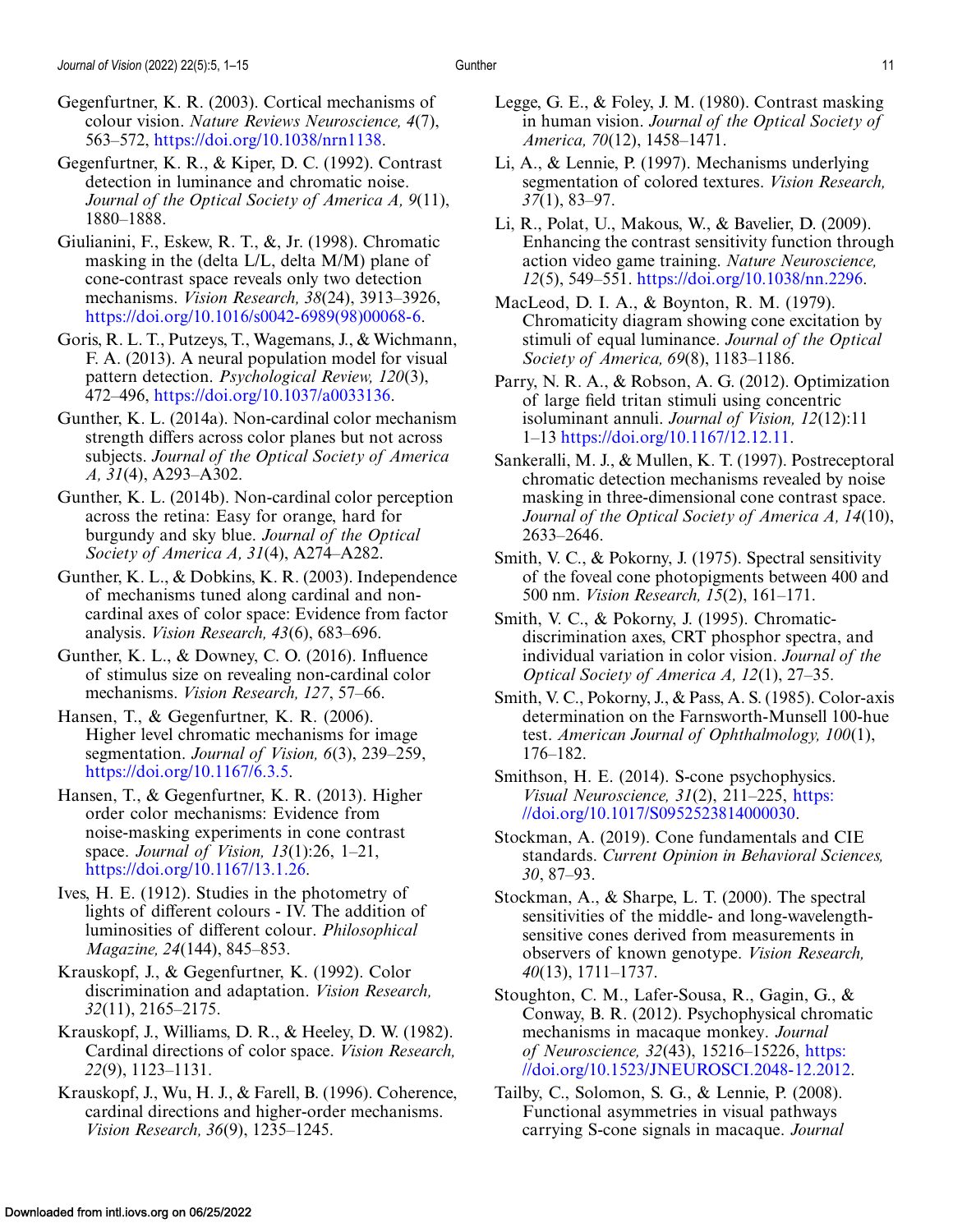Gegenfurtner, K. R. (2003). Cortical mechanisms of colour vision. *Nature Reviews Neuroscience, 4*(7), 563–572, https://doi.org/10.1038/nrn1138.

Gegenfurtner, K. R., & Kiper, D. C. (1992). Contrast detection in luminance and chromatic noise. *Journal of the Optical Society of America A, 9*(11), 1880–1888.

Giulianini, F., Eskew, R. T., &, Jr. (1998). Chromatic masking in the (delta L/L, delta M/M) plane of cone-contrast space reveals only two detection mechanisms. *Vision Research, 38*(24), 3913–3926, https://doi.org/10.1016/s0042-6989(98)00068-6.

Goris, R. L. T., Putzeys, T., Wagemans, J., & Wichmann, F. A. (2013). A neural population model for visual pattern detection. *Psychological Review, 120*(3), 472–496, https://doi.org/10.1037/a0033136.

Gunther, K. L. (2014a). Non-cardinal color mechanism strength differs across color planes but not across subjects. *Journal of the Optical Society of America A, 31*(4), A293–A302.

Gunther, K. L. (2014b). Non-cardinal color perception across the retina: Easy for orange, hard for burgundy and sky blue. *Journal of the Optical Society of America A, 31*(4), A274–A282.

Gunther, K. L., & Dobkins, K. R. (2003). Independence of mechanisms tuned along cardinal and non-cardinal axes of color space: Evidence from factor analysis. *Vision Research, 43*(6), 683–696.

Gunther, K. L., & Downey, C. O. (2016). Influence of stimulus size on revealing non-cardinal color mechanisms. *Vision Research, 127*, 57–66.

Hansen, T., & Gegenfurtner, K. R. (2006). Higher level chromatic mechanisms for image segmentation. *Journal of Vision, 6*(3), 239–259, https://doi.org/10.1167/6.3.5.

Hansen, T., & Gegenfurtner, K. R. (2013). Higher order color mechanisms: Evidence from noise-masking experiments in cone contrast space. *Journal of Vision, 13*(1):26, 1–21, https://doi.org/10.1167/13.1.26.

Ives, H. E. (1912). Studies in the photometry of lights of different colours - IV. The addition of luminosities of different colour. *Philosophical Magazine, 24*(144), 845–853.

Krauskopf, J., & Gegenfurtner, K. (1992). Color discrimination and adaptation. *Vision Research, 32*(11), 2165–2175.

Krauskopf, J., Williams, D. R., & Heeley, D. W. (1982). Cardinal directions of color space. *Vision Research, 22*(9), 1123–1131.

Krauskopf, J., Wu, H. J., & Farell, B. (1996). Coherence, cardinal directions and higher-order mechanisms. *Vision Research, 36*(9), 1235–1245.

Legge, G. E., & Foley, J. M. (1980). Contrast masking in human vision. *Journal of the Optical Society of America, 70*(12), 1458–1471.

Li, A., & Lennie, P. (1997). Mechanisms underlying segmentation of colored textures. *Vision Research, 37*(1), 83–97.

Li, R., Polat, U., Makous, W., & Bavelier, D. (2009). Enhancing the contrast sensitivity function through action video game training. *Nature Neuroscience, 12*(5), 549–551. https://doi.org/10.1038/nn.2296.

MacLeod, D. I. A., & Boynton, R. M. (1979). Chromaticity diagram showing cone excitation by stimuli of equal luminance. *Journal of the Optical Society of America, 69*(8), 1183–1186.

Parry, N. R. A., & Robson, A. G. (2012). Optimization of large field tritan stimuli using concentric isoluminant annuli. *Journal of Vision, 12*(12):11 1–13 https://doi.org/10.1167/12.12.11.

Sankeralli, M. J., & Mullen, K. T. (1997). Postreceptoral chromatic detection mechanisms revealed by noise masking in three-dimensional cone contrast space. *Journal of the Optical Society of America A, 14*(10), 2633–2646.

Smith, V. C., & Pokorny, J. (1975). Spectral sensitivity of the foveal cone photopigments between 400 and 500 nm. *Vision Research, 15*(2), 161–171.

Smith, V. C., & Pokorny, J. (1995). Chromatic-discrimination axes, CRT phosphor spectra, and individual variation in color vision. *Journal of the Optical Society of America A, 12*(1), 27–35.

Smith, V. C., Pokorny, J., & Pass, A. S. (1985). Color-axis determination on the Farnsworth-Munsell 100-hue test. *American Journal of Ophthalmology, 100*(1), 176–182.

Smithson, H. E. (2014). S-cone psychophysics. *Visual Neuroscience, 31*(2), 211–225, https://doi.org/10.1017/S0952523814000030.

Stockman, A. (2019). Cone fundamentals and CIE standards. *Current Opinion in Behavioral Sciences, 30*, 87–93.

Stockman, A., & Sharpe, L. T. (2000). The spectral sensitivities of the middle- and long-wavelength-sensitive cones derived from measurements in observers of known genotype. *Vision Research, 40*(13), 1711–1737.

Stoughton, C. M., Lafer-Sousa, R., Gagin, G., & Conway, B. R. (2012). Psychophysical chromatic mechanisms in macaque monkey. *Journal of Neuroscience, 32*(43), 15216–15226, https://doi.org/10.1523/JNEUROSCI.2048-12.2012.

Tailby, C., Solomon, S. G., & Lennie, P. (2008). Functional asymmetries in visual pathways carrying S-cone signals in macaque. *Journal*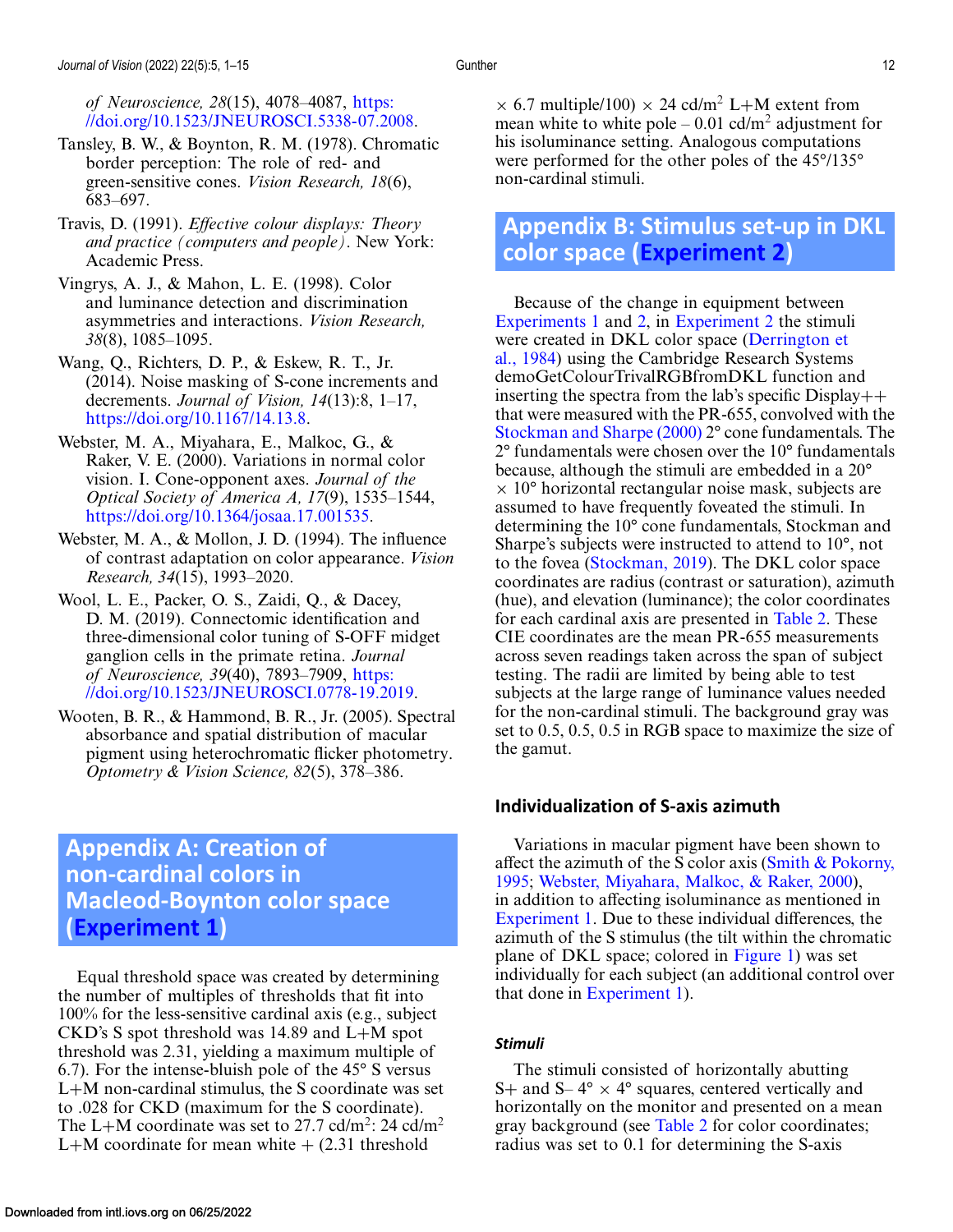of *Neuroscience, 28*(15), 4078–4087, https://doi.org/10.1523/JNEUROSCI.5338-07.2008.

Tansley, B. W., & Boynton, R. M. (1978). Chromatic border perception: The role of red- and green-sensitive cones. *Vision Research, 18*(6), 683–697.

Travis, D. (1991). *Effective colour displays: Theory and practice (computers and people)*. New York: Academic Press.

Vingrys, A. J., & Mahon, L. E. (1998). Color and luminance detection and discrimination asymmetries and interactions. *Vision Research, 38*(8), 1085–1095.

Wang, Q., Richters, D. P., & Eskew, R. T., Jr. (2014). Noise masking of S-cone increments and decrements. *Journal of Vision, 14*(13):8, 1–17, https://doi.org/10.1167/14.13.8.

Webster, M. A., Miyahara, E., Malkoc, G., & Raker, V. E. (2000). Variations in normal color vision. I. Cone-opponent axes. *Journal of the Optical Society of America A, 17*(9), 1535–1544, https://doi.org/10.1364/josaa.17.001535.

Webster, M. A., & Mollon, J. D. (1994). The influence of contrast adaptation on color appearance. *Vision Research, 34*(15), 1993–2020.

Wool, L. E., Packer, O. S., Zaidi, Q., & Dacey, D. M. (2019). Connectomic identification and three-dimensional color tuning of S-OFF midget ganglion cells in the primate retina. *Journal of Neuroscience, 39*(40), 7893–7909, https://doi.org/10.1523/JNEUROSCI.0778-19.2019.

Wooten, B. R., & Hammond, B. R., Jr. (2005). Spectral absorbance and spatial distribution of macular pigment using heterochromatic flicker photometry. *Optometry & Vision Science, 82*(5), 378–386.

## Appendix A: Creation of non-cardinal colors in Macleod-Boynton color space (Experiment 1)

Equal threshold space was created by determining the number of multiples of thresholds that fit into 100% for the less-sensitive cardinal axis (e.g., subject CKD's S spot threshold was 14.89 and L+M spot threshold was 2.31, yielding a maximum multiple of 6.7). For the intense-bluish pole of the 45° S versus L+M non-cardinal stimulus, the S coordinate was set to .028 for CKD (maximum for the S coordinate). The L+M coordinate was set to 27.7 cd/m$^2$: 24 cd/m$^2$ L+M coordinate for mean white + (2.31 threshold × 6.7 multiple/100) × 24 cd/m$^2$ L+M extent from mean white to white pole – 0.01 cd/m$^2$ adjustment for his isoluminance setting. Analogous computations were performed for the other poles of the 45°/135° non-cardinal stimuli.

## Appendix B: Stimulus set-up in DKL color space (Experiment 2)

Because of the change in equipment between Experiments 1 and 2, in Experiment 2 the stimuli were created in DKL color space (Derrington et al., 1984) using the Cambridge Research Systems demoGetColourTrivalRGBfromDKL function and inserting the spectra from the lab's specific Display++ that were measured with the PR-655, convolved with the Stockman and Sharpe (2000) 2° cone fundamentals. The 2° fundamentals were chosen over the 10° fundamentals because, although the stimuli are embedded in a 20° × 10° horizontal rectangular noise mask, subjects are assumed to have frequently foveated the stimuli. In determining the 10° cone fundamentals, Stockman and Sharpe's subjects were instructed to attend to 10°, not to the fovea (Stockman, 2019). The DKL color space coordinates are radius (contrast or saturation), azimuth (hue), and elevation (luminance); the color coordinates for each cardinal axis are presented in Table 2. These CIE coordinates are the mean PR-655 measurements across seven readings taken across the span of subject testing. The radii are limited by being able to test subjects at the large range of luminance values needed for the non-cardinal stimuli. The background gray was set to 0.5, 0.5, 0.5 in RGB space to maximize the size of the gamut.

### Individualization of S-axis azimuth

Variations in macular pigment have been shown to affect the azimuth of the S color axis (Smith & Pokorny, 1995; Webster, Miyahara, Malkoc, & Raker, 2000), in addition to affecting isoluminance as mentioned in Experiment 1. Due to these individual differences, the azimuth of the S stimulus (the tilt within the chromatic plane of DKL space; colored in Figure 1) was set individually for each subject (an additional control over that done in Experiment 1).

#### *Stimuli*

The stimuli consisted of horizontally abutting S+ and S– 4° × 4° squares, centered vertically and horizontally on the monitor and presented on a mean gray background (see Table 2 for color coordinates; radius was set to 0.1 for determining the S-axis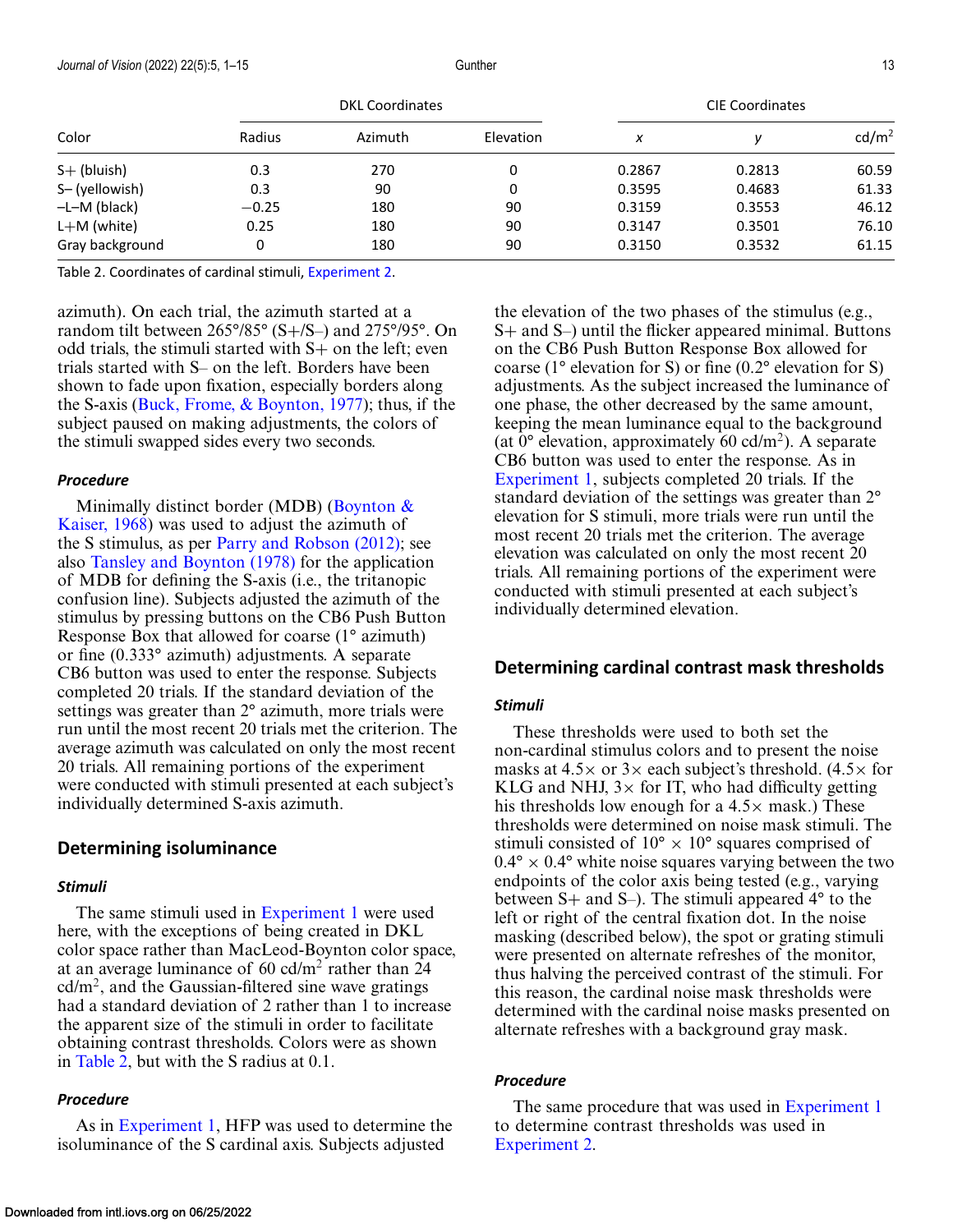| Color | DKL Coordinates | | | CIE Coordinates | | |
|---|---|---|---|---|---|---|
| | Radius | Azimuth | Elevation | *x* | *y* | cd/m$^2$ |
| S+ (bluish) | 0.3 | 270 | 0 | 0.2867 | 0.2813 | 60.59 |
| S– (yellowish) | 0.3 | 90 | 0 | 0.3595 | 0.4683 | 61.33 |
| –L–M (black) | −0.25 | 180 | 90 | 0.3159 | 0.3553 | 46.12 |
| L+M (white) | 0.25 | 180 | 90 | 0.3147 | 0.3501 | 76.10 |
| Gray background | 0 | 180 | 90 | 0.3150 | 0.3532 | 61.15 |

Table 2. Coordinates of cardinal stimuli, Experiment 2.

azimuth). On each trial, the azimuth started at a random tilt between 265°/85° (S+/S–) and 275°/95°. On odd trials, the stimuli started with S+ on the left; even trials started with S– on the left. Borders have been shown to fade upon fixation, especially borders along the S-axis (Buck, Frome, & Boynton, 1977); thus, if the subject paused on making adjustments, the colors of the stimuli swapped sides every two seconds.

#### *Procedure*

Minimally distinct border (MDB) (Boynton & Kaiser, 1968) was used to adjust the azimuth of the S stimulus, as per Parry and Robson (2012); see also Tansley and Boynton (1978) for the application of MDB for defining the S-axis (i.e., the tritanopic confusion line). Subjects adjusted the azimuth of the stimulus by pressing buttons on the CB6 Push Button Response Box that allowed for coarse (1° azimuth) or fine (0.333° azimuth) adjustments. A separate CB6 button was used to enter the response. Subjects completed 20 trials. If the standard deviation of the settings was greater than 2° azimuth, more trials were run until the most recent 20 trials met the criterion. The average azimuth was calculated on only the most recent 20 trials. All remaining portions of the experiment were conducted with stimuli presented at each subject's individually determined S-axis azimuth.

## Determining isoluminance

#### *Stimuli*

The same stimuli used in Experiment 1 were used here, with the exceptions of being created in DKL color space rather than MacLeod-Boynton color space, at an average luminance of 60 cd/m$^2$ rather than 24 cd/m$^2$, and the Gaussian-filtered sine wave gratings had a standard deviation of 2 rather than 1 to increase the apparent size of the stimuli in order to facilitate obtaining contrast thresholds. Colors were as shown in Table 2, but with the S radius at 0.1.

#### *Procedure*

As in Experiment 1, HFP was used to determine the isoluminance of the S cardinal axis. Subjects adjusted the elevation of the two phases of the stimulus (e.g., S+ and S–) until the flicker appeared minimal. Buttons on the CB6 Push Button Response Box allowed for coarse (1° elevation for S) or fine (0.2° elevation for S) adjustments. As the subject increased the luminance of one phase, the other decreased by the same amount, keeping the mean luminance equal to the background (at 0° elevation, approximately 60 cd/m$^2$). A separate CB6 button was used to enter the response. As in Experiment 1, subjects completed 20 trials. If the standard deviation of the settings was greater than 2° elevation for S stimuli, more trials were run until the most recent 20 trials met the criterion. The average elevation was calculated on only the most recent 20 trials. All remaining portions of the experiment were conducted with stimuli presented at each subject's individually determined elevation.

## Determining cardinal contrast mask thresholds

#### *Stimuli*

These thresholds were used to both set the non-cardinal stimulus colors and to present the noise masks at 4.5× or 3× each subject's threshold. (4.5× for KLG and NHJ, 3× for IT, who had difficulty getting his thresholds low enough for a 4.5× mask.) These thresholds were determined on noise mask stimuli. The stimuli consisted of 10° × 10° squares comprised of 0.4° × 0.4° white noise squares varying between the two endpoints of the color axis being tested (e.g., varying between S+ and S–). The stimuli appeared 4° to the left or right of the central fixation dot. In the noise masking (described below), the spot or grating stimuli were presented on alternate refreshes of the monitor, thus halving the perceived contrast of the stimuli. For this reason, the cardinal noise mask thresholds were determined with the cardinal noise masks presented on alternate refreshes with a background gray mask.

#### *Procedure*

The same procedure that was used in Experiment 1 to determine contrast thresholds was used in Experiment 2.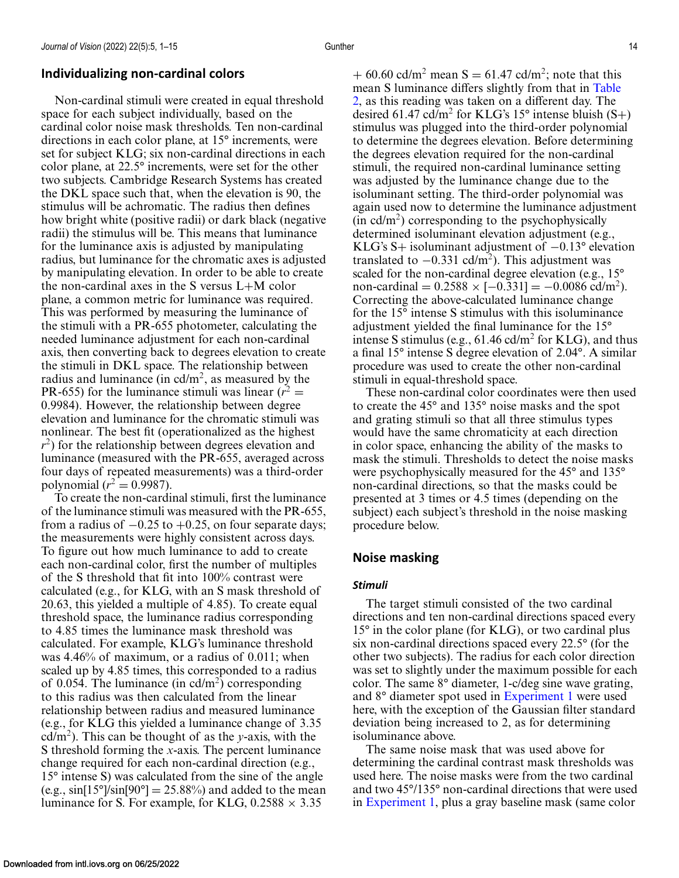## Individualizing non-cardinal colors

Non-cardinal stimuli were created in equal threshold space for each subject individually, based on the cardinal color noise mask thresholds. Ten non-cardinal directions in each color plane, at 15° increments, were set for subject KLG; six non-cardinal directions in each color plane, at 22.5° increments, were set for the other two subjects. Cambridge Research Systems has created the DKL space such that, when the elevation is 90, the stimulus will be achromatic. The radius then defines how bright white (positive radii) or dark black (negative radii) the stimulus will be. This means that luminance for the luminance axis is adjusted by manipulating radius, but luminance for the chromatic axes is adjusted by manipulating elevation. In order to be able to create the non-cardinal axes in the S versus L+M color plane, a common metric for luminance was required. This was performed by measuring the luminance of the stimuli with a PR-655 photometer, calculating the needed luminance adjustment for each non-cardinal axis, then converting back to degrees elevation to create the stimuli in DKL space. The relationship between radius and luminance (in cd/m$^2$, as measured by the PR-655) for the luminance stimuli was linear ($r^2 = 0.9984$). However, the relationship between degree elevation and luminance for the chromatic stimuli was nonlinear. The best fit (operationalized as the highest $r^2$) for the relationship between degrees elevation and luminance (measured with the PR-655, averaged across four days of repeated measurements) was a third-order polynomial ($r^2 = 0.9987$).

To create the non-cardinal stimuli, first the luminance of the luminance stimuli was measured with the PR-655, from a radius of −0.25 to +0.25, on four separate days; the measurements were highly consistent across days. To figure out how much luminance to add to create each non-cardinal color, first the number of multiples of the S threshold that fit into 100% contrast were calculated (e.g., for KLG, with an S mask threshold of 20.63, this yielded a multiple of 4.85). To create equal threshold space, the luminance radius corresponding to 4.85 times the luminance mask threshold was calculated. For example, KLG's luminance threshold was 4.46% of maximum, or a radius of 0.011; when scaled up by 4.85 times, this corresponded to a radius of 0.054. The luminance (in cd/m$^2$) corresponding to this radius was then calculated from the linear relationship between radius and measured luminance (e.g., for KLG this yielded a luminance change of 3.35 cd/m$^2$). This can be thought of as the $y$-axis, with the S threshold forming the $x$-axis. The percent luminance change required for each non-cardinal direction (e.g., 15° intense S) was calculated from the sine of the angle (e.g., sin[15°]/sin[90°] = 25.88%) and added to the mean luminance for S. For example, for KLG, 0.2588 × 3.35 + 60.60 cd/m$^2$ mean S = 61.47 cd/m$^2$; note that this mean S luminance differs slightly from that in Table 2, as this reading was taken on a different day. The desired 61.47 cd/m$^2$ for KLG's 15° intense bluish (S+) stimulus was plugged into the third-order polynomial to determine the degrees elevation. Before determining the degrees elevation required for the non-cardinal stimuli, the required non-cardinal luminance setting was adjusted by the luminance change due to the isoluminant setting. The third-order polynomial was again used now to determine the luminance adjustment (in cd/m$^2$) corresponding to the psychophysically determined isoluminant elevation adjustment (e.g., KLG's S+ isoluminant adjustment of −0.13° elevation translated to −0.331 cd/m$^2$). This adjustment was scaled for the non-cardinal degree elevation (e.g., 15° non-cardinal = 0.2588 × [−0.331] = −0.0086 cd/m$^2$). Correcting the above-calculated luminance change for the 15° intense S stimulus with this isoluminance adjustment yielded the final luminance for the 15° intense S stimulus (e.g., 61.46 cd/m$^2$ for KLG), and thus a final 15° intense S degree elevation of 2.04°. A similar procedure was used to create the other non-cardinal stimuli in equal-threshold space.

These non-cardinal color coordinates were then used to create the 45° and 135° noise masks and the spot and grating stimuli so that all three stimulus types would have the same chromaticity at each direction in color space, enhancing the ability of the masks to mask the stimuli. Thresholds to detect the noise masks were psychophysically measured for the 45° and 135° non-cardinal directions, so that the masks could be presented at 3 times or 4.5 times (depending on the subject) each subject's threshold in the noise masking procedure below.

## Noise masking

### Stimuli

The target stimuli consisted of the two cardinal directions and ten non-cardinal directions spaced every 15° in the color plane (for KLG), or two cardinal plus six non-cardinal directions spaced every 22.5° (for the other two subjects). The radius for each color direction was set to slightly under the maximum possible for each color. The same 8° diameter, 1-c/deg sine wave grating, and 8° diameter spot used in Experiment 1 were used here, with the exception of the Gaussian filter standard deviation being increased to 2, as for determining isoluminance above.

The same noise mask that was used above for determining the cardinal contrast mask thresholds was used here. The noise masks were from the two cardinal and two 45°/135° non-cardinal directions that were used in Experiment 1, plus a gray baseline mask (same color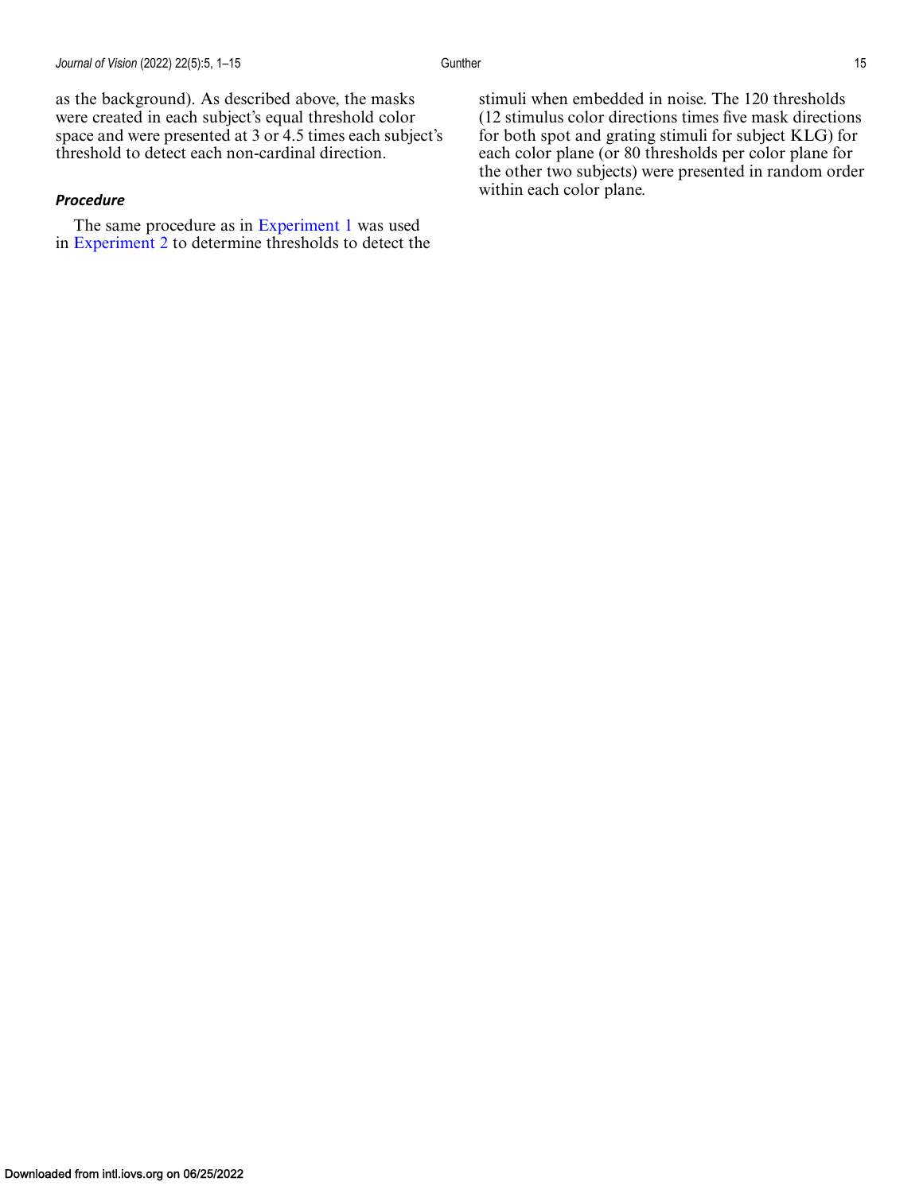as the background). As described above, the masks were created in each subject's equal threshold color space and were presented at 3 or 4.5 times each subject's threshold to detect each non-cardinal direction.

### *Procedure*

The same procedure as in Experiment 1 was used in Experiment 2 to determine thresholds to detect the stimuli when embedded in noise. The 120 thresholds (12 stimulus color directions times five mask directions for both spot and grating stimuli for subject KLG) for each color plane (or 80 thresholds per color plane for the other two subjects) were presented in random order within each color plane.